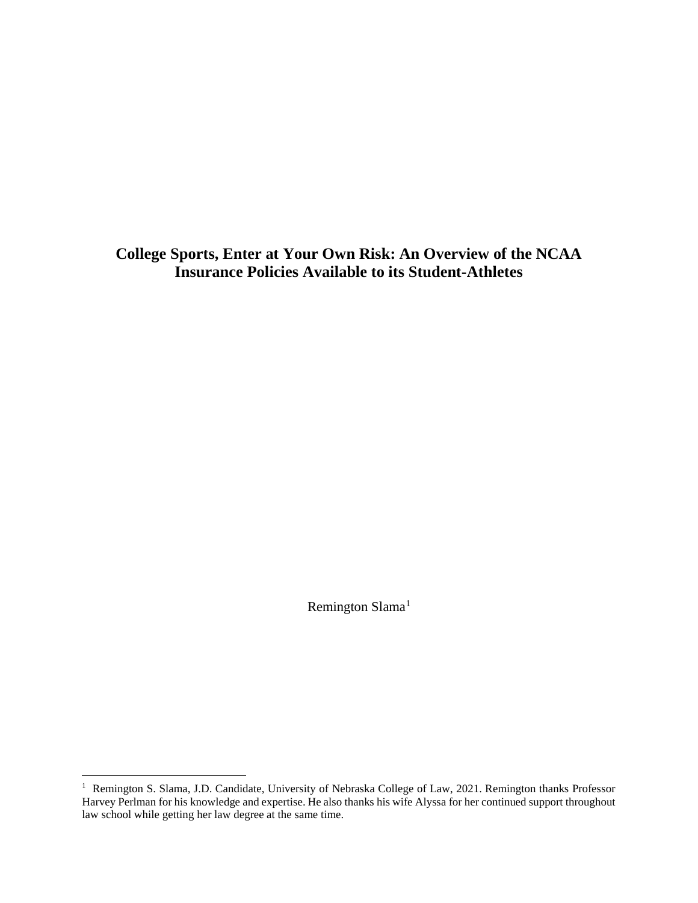# College Sports, Enter at Your Own Risk: An Overview of the NCAA Insurance Policies Available to its Student-Athletes

Remington Slama[1]

---

[1] Remington S. Slama, J.D. Candidate, University of Nebraska College of Law, 2021. Remington thanks Professor Harvey Perlman for his knowledge and expertise. He also thanks his wife Alyssa for her continued support throughout law school while getting her law degree at the same time.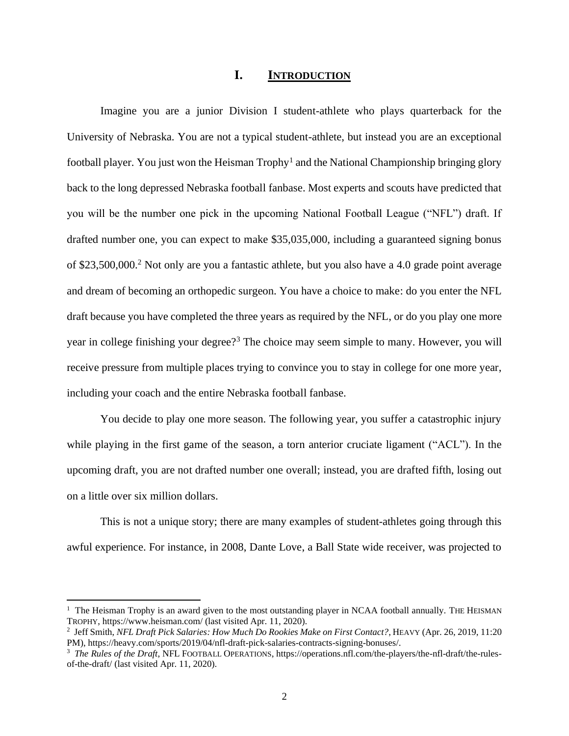# I. INTRODUCTION

Imagine you are a junior Division I student-athlete who plays quarterback for the University of Nebraska. You are not a typical student-athlete, but instead you are an exceptional football player. You just won the Heisman Trophy[1] and the National Championship bringing glory back to the long depressed Nebraska football fanbase. Most experts and scouts have predicted that you will be the number one pick in the upcoming National Football League ("NFL") draft. If drafted number one, you can expect to make $35,035,000, including a guaranteed signing bonus of $23,500,000.[2] Not only are you a fantastic athlete, but you also have a 4.0 grade point average and dream of becoming an orthopedic surgeon. You have a choice to make: do you enter the NFL draft because you have completed the three years as required by the NFL, or do you play one more year in college finishing your degree?[3] The choice may seem simple to many. However, you will receive pressure from multiple places trying to convince you to stay in college for one more year, including your coach and the entire Nebraska football fanbase.

You decide to play one more season. The following year, you suffer a catastrophic injury while playing in the first game of the season, a torn anterior cruciate ligament ("ACL"). In the upcoming draft, you are not drafted number one overall; instead, you are drafted fifth, losing out on a little over six million dollars.

This is not a unique story; there are many examples of student-athletes going through this awful experience. For instance, in 2008, Dante Love, a Ball State wide receiver, was projected to

---

[1] The Heisman Trophy is an award given to the most outstanding player in NCAA football annually. THE HEISMAN TROPHY, https://www.heisman.com/ (last visited Apr. 11, 2020).

[2] Jeff Smith, *NFL Draft Pick Salaries: How Much Do Rookies Make on First Contact?*, HEAVY (Apr. 26, 2019, 11:20 PM), https://heavy.com/sports/2019/04/nfl-draft-pick-salaries-contracts-signing-bonuses/.

[3] *The Rules of the Draft*, NFL FOOTBALL OPERATIONS, https://operations.nfl.com/the-players/the-nfl-draft/the-rules-of-the-draft/ (last visited Apr. 11, 2020).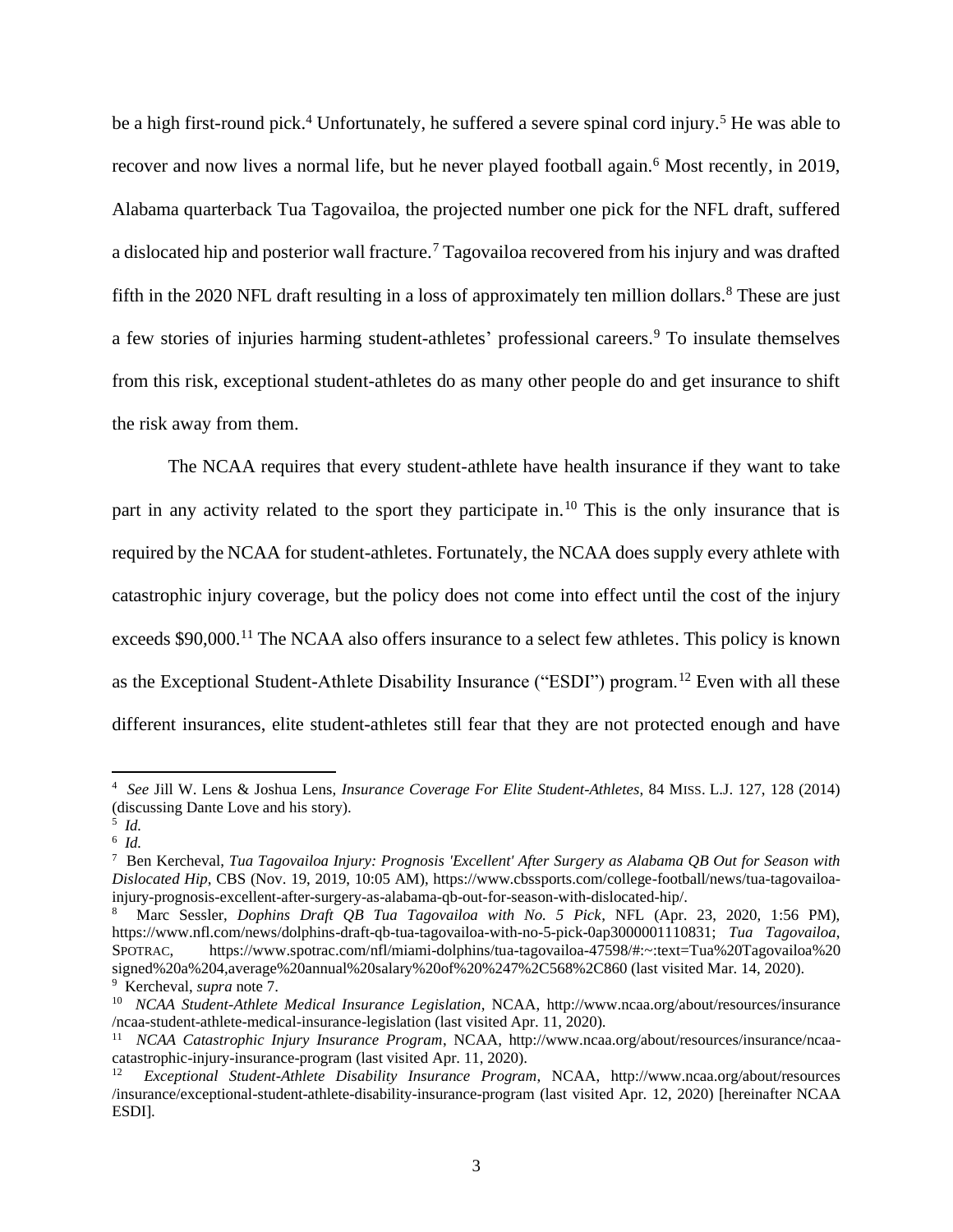be a high first-round pick.[4] Unfortunately, he suffered a severe spinal cord injury.[5] He was able to recover and now lives a normal life, but he never played football again.[6] Most recently, in 2019, Alabama quarterback Tua Tagovailoa, the projected number one pick for the NFL draft, suffered a dislocated hip and posterior wall fracture.[7] Tagovailoa recovered from his injury and was drafted fifth in the 2020 NFL draft resulting in a loss of approximately ten million dollars.[8] These are just a few stories of injuries harming student-athletes' professional careers.[9] To insulate themselves from this risk, exceptional student-athletes do as many other people do and get insurance to shift the risk away from them.

The NCAA requires that every student-athlete have health insurance if they want to take part in any activity related to the sport they participate in.[10] This is the only insurance that is required by the NCAA for student-athletes. Fortunately, the NCAA does supply every athlete with catastrophic injury coverage, but the policy does not come into effect until the cost of the injury exceeds $90,000.[11] The NCAA also offers insurance to a select few athletes. This policy is known as the Exceptional Student-Athlete Disability Insurance ("ESDI") program.[12] Even with all these different insurances, elite student-athletes still fear that they are not protected enough and have

---

[4] *See* Jill W. Lens & Joshua Lens, *Insurance Coverage For Elite Student-Athletes*, 84 MISS. L.J. 127, 128 (2014) (discussing Dante Love and his story).

[5] *Id.*

[6] *Id.*

[7] Ben Kercheval, *Tua Tagovailoa Injury: Prognosis 'Excellent' After Surgery as Alabama QB Out for Season with Dislocated Hip*, CBS (Nov. 19, 2019, 10:05 AM), https://www.cbssports.com/college-football/news/tua-tagovailoa-injury-prognosis-excellent-after-surgery-as-alabama-qb-out-for-season-with-dislocated-hip/.

[8] Marc Sessler, *Dophins Draft QB Tua Tagovailoa with No. 5 Pick*, NFL (Apr. 23, 2020, 1:56 PM), https://www.nfl.com/news/dolphins-draft-qb-tua-tagovailoa-with-no-5-pick-0ap3000001110831; *Tua Tagovailoa*, SPOTRAC, https://www.spotrac.com/nfl/miami-dolphins/tua-tagovailoa-47598/#:~:text=Tua%20Tagovailoa%20signed%20a%204,average%20annual%20salary%20of%20%247%2C568%2C860 (last visited Mar. 14, 2020).

[9] Kercheval, *supra* note 7.

[10] *NCAA Student-Athlete Medical Insurance Legislation*, NCAA, http://www.ncaa.org/about/resources/insurance/ncaa-student-athlete-medical-insurance-legislation (last visited Apr. 11, 2020).

[11] *NCAA Catastrophic Injury Insurance Program*, NCAA, http://www.ncaa.org/about/resources/insurance/ncaa-catastrophic-injury-insurance-program (last visited Apr. 11, 2020).

[12] *Exceptional Student-Athlete Disability Insurance Program*, NCAA, http://www.ncaa.org/about/resources/insurance/exceptional-student-athlete-disability-insurance-program (last visited Apr. 12, 2020) [hereinafter NCAA ESDI].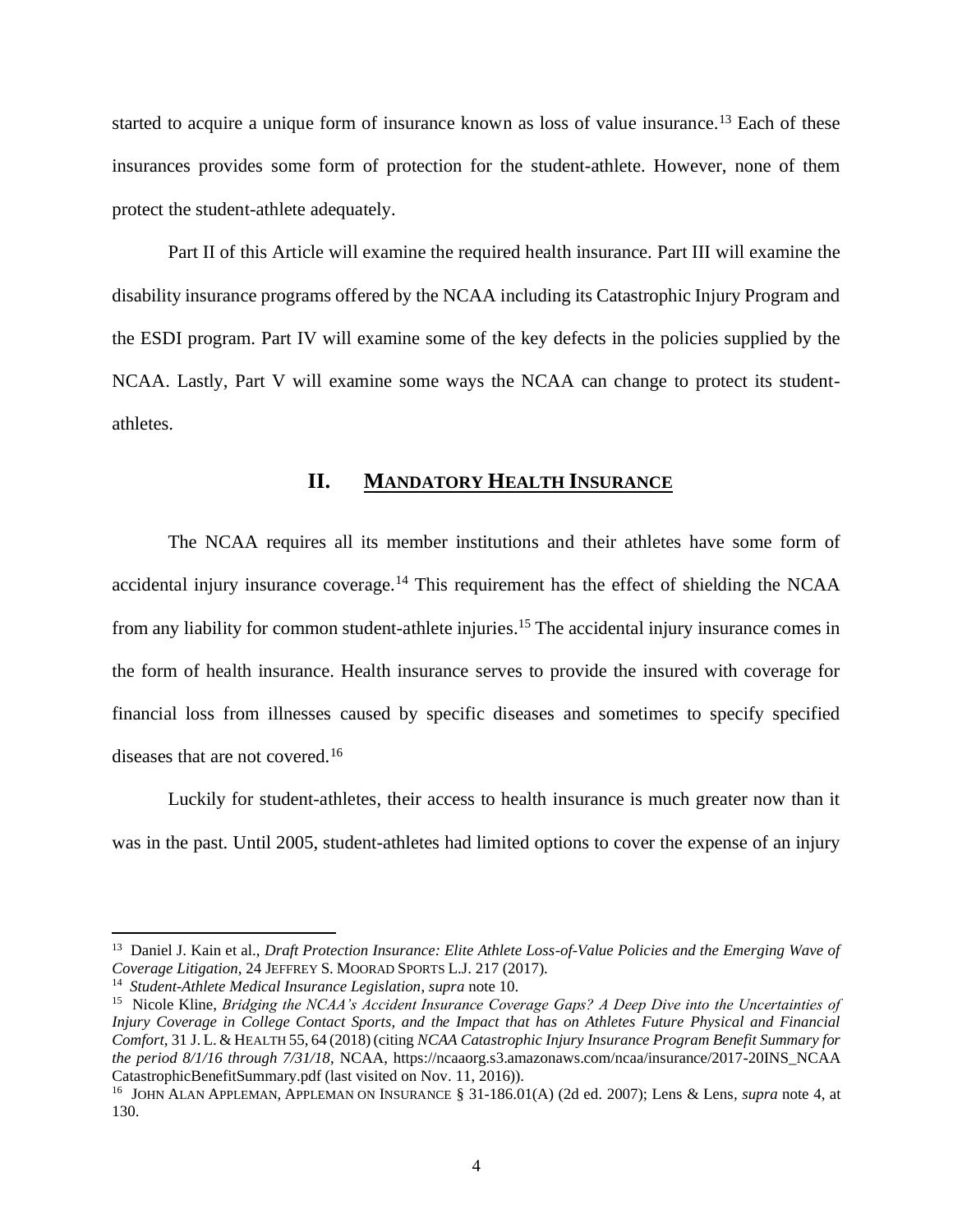started to acquire a unique form of insurance known as loss of value insurance.[13] Each of these insurances provides some form of protection for the student-athlete. However, none of them protect the student-athlete adequately.

Part II of this Article will examine the required health insurance. Part III will examine the disability insurance programs offered by the NCAA including its Catastrophic Injury Program and the ESDI program. Part IV will examine some of the key defects in the policies supplied by the NCAA. Lastly, Part V will examine some ways the NCAA can change to protect its student-athletes.

## II. MANDATORY HEALTH INSURANCE

The NCAA requires all its member institutions and their athletes have some form of accidental injury insurance coverage.[14] This requirement has the effect of shielding the NCAA from any liability for common student-athlete injuries.[15] The accidental injury insurance comes in the form of health insurance. Health insurance serves to provide the insured with coverage for financial loss from illnesses caused by specific diseases and sometimes to specify specified diseases that are not covered.[16]

Luckily for student-athletes, their access to health insurance is much greater now than it was in the past. Until 2005, student-athletes had limited options to cover the expense of an injury

---

[13] Daniel J. Kain et al., *Draft Protection Insurance: Elite Athlete Loss-of-Value Policies and the Emerging Wave of Coverage Litigation*, 24 JEFFREY S. MOORAD SPORTS L.J. 217 (2017).

[14] *Student-Athlete Medical Insurance Legislation*, *supra* note 10.

[15] Nicole Kline, *Bridging the NCAA's Accident Insurance Coverage Gaps? A Deep Dive into the Uncertainties of Injury Coverage in College Contact Sports, and the Impact that has on Athletes Future Physical and Financial Comfort*, 31 J. L. & HEALTH 55, 64 (2018) (citing *NCAA Catastrophic Injury Insurance Program Benefit Summary for the period 8/1/16 through 7/31/18*, NCAA, https://ncaaorg.s3.amazonaws.com/ncaa/insurance/2017-20INS_NCAA CatastrophicBenefitSummary.pdf (last visited on Nov. 11, 2016)).

[16] JOHN ALAN APPLEMAN, APPLEMAN ON INSURANCE § 31-186.01(A) (2d ed. 2007); Lens & Lens, *supra* note 4, at 130.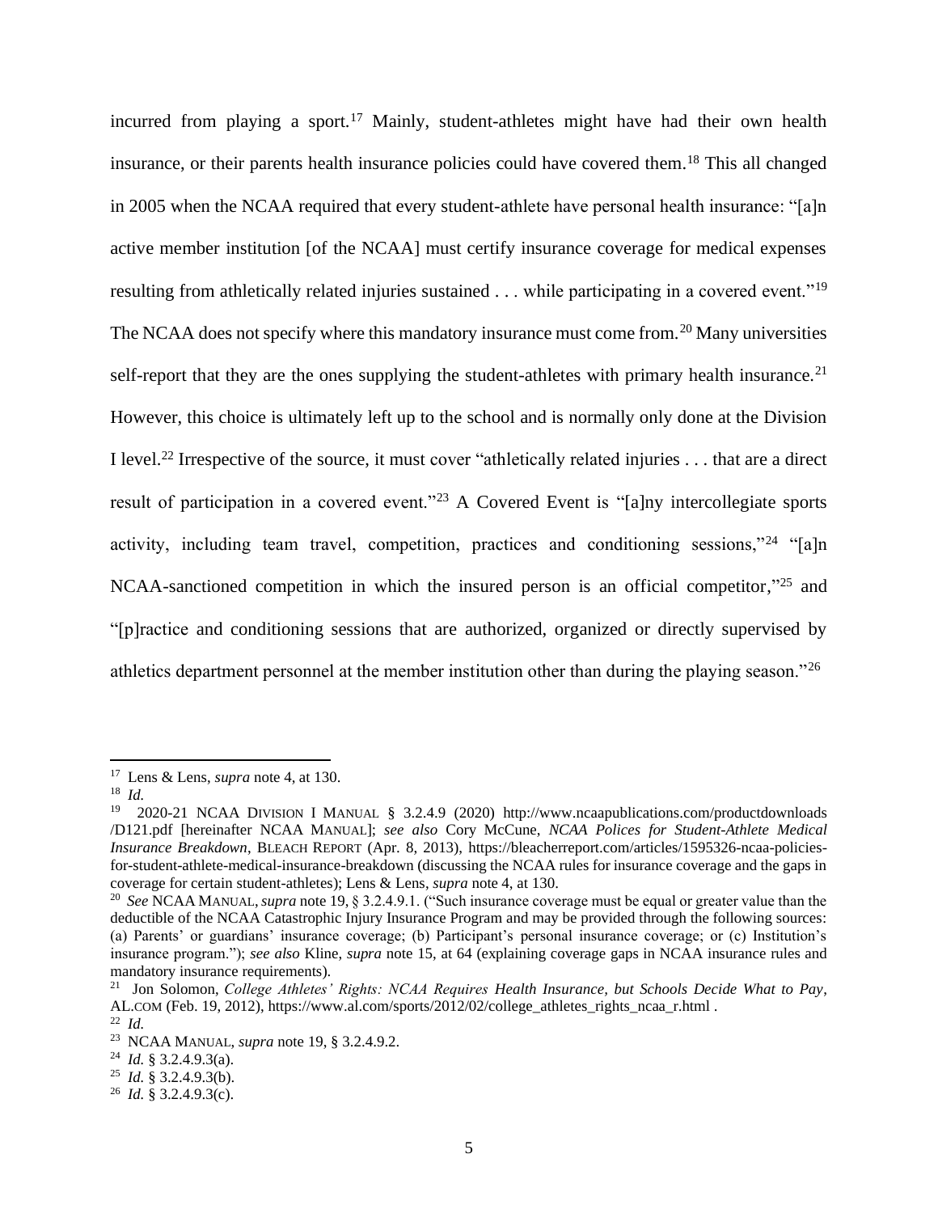incurred from playing a sport.[17] Mainly, student-athletes might have had their own health insurance, or their parents health insurance policies could have covered them.[18] This all changed in 2005 when the NCAA required that every student-athlete have personal health insurance: "[a]n active member institution [of the NCAA] must certify insurance coverage for medical expenses resulting from athletically related injuries sustained . . . while participating in a covered event."[19] The NCAA does not specify where this mandatory insurance must come from.[20] Many universities self-report that they are the ones supplying the student-athletes with primary health insurance.[21] However, this choice is ultimately left up to the school and is normally only done at the Division I level.[22] Irrespective of the source, it must cover "athletically related injuries . . . that are a direct result of participation in a covered event."[23] A Covered Event is "[a]ny intercollegiate sports activity, including team travel, competition, practices and conditioning sessions,"[24] "[a]n NCAA-sanctioned competition in which the insured person is an official competitor,"[25] and "[p]ractice and conditioning sessions that are authorized, organized or directly supervised by athletics department personnel at the member institution other than during the playing season."[26]

---

[17] Lens & Lens, *supra* note 4, at 130.

[18] *Id.*

[19] 2020-21 NCAA DIVISION I MANUAL § 3.2.4.9 (2020) http://www.ncaapublications.com/productdownloads/D121.pdf [hereinafter NCAA MANUAL]; *see also* Cory McCune, *NCAA Polices for Student-Athlete Medical Insurance Breakdown*, BLEACH REPORT (Apr. 8, 2013), https://bleacherreport.com/articles/1595326-ncaa-policies-for-student-athlete-medical-insurance-breakdown (discussing the NCAA rules for insurance coverage and the gaps in coverage for certain student-athletes); Lens & Lens, *supra* note 4, at 130.

[20] *See* NCAA MANUAL, *supra* note 19, § 3.2.4.9.1. ("Such insurance coverage must be equal or greater value than the deductible of the NCAA Catastrophic Injury Insurance Program and may be provided through the following sources: (a) Parents' or guardians' insurance coverage; (b) Participant's personal insurance coverage; or (c) Institution's insurance program."); *see also* Kline, *supra* note 15, at 64 (explaining coverage gaps in NCAA insurance rules and mandatory insurance requirements).

[21] Jon Solomon, *College Athletes' Rights: NCAA Requires Health Insurance, but Schools Decide What to Pay*, AL.COM (Feb. 19, 2012), https://www.al.com/sports/2012/02/college_athletes_rights_ncaa_r.html .

[22] *Id.*

[23] NCAA MANUAL, *supra* note 19, § 3.2.4.9.2.

[24] *Id.* § 3.2.4.9.3(a).

[25] *Id.* § 3.2.4.9.3(b).

[26] *Id.* § 3.2.4.9.3(c).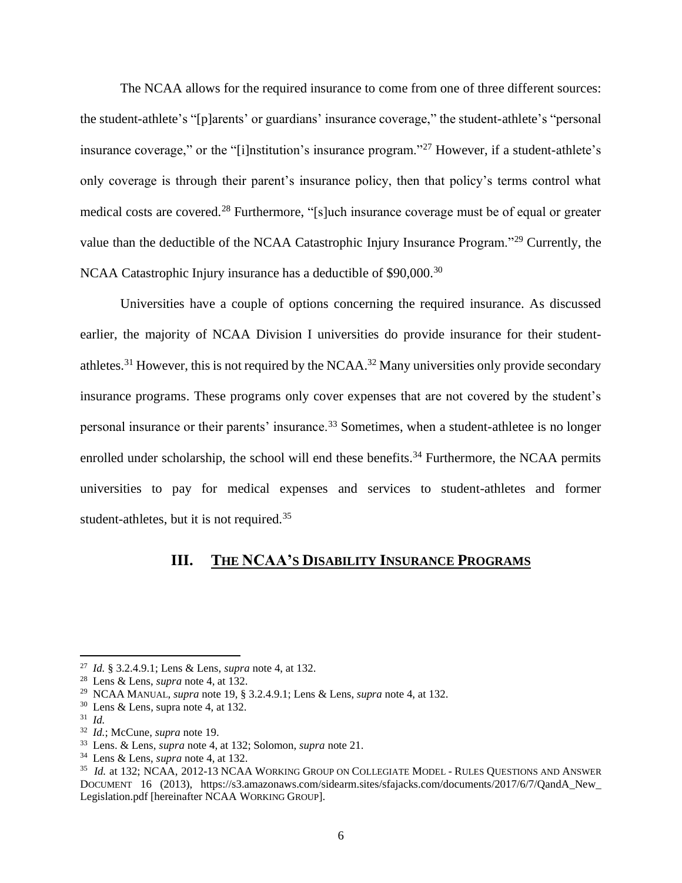The NCAA allows for the required insurance to come from one of three different sources: the student-athlete's "[p]arents' or guardians' insurance coverage," the student-athlete's "personal insurance coverage," or the "[i]nstitution's insurance program."[27] However, if a student-athlete's only coverage is through their parent's insurance policy, then that policy's terms control what medical costs are covered.[28] Furthermore, "[s]uch insurance coverage must be of equal or greater value than the deductible of the NCAA Catastrophic Injury Insurance Program."[29] Currently, the NCAA Catastrophic Injury insurance has a deductible of $90,000.[30]

Universities have a couple of options concerning the required insurance. As discussed earlier, the majority of NCAA Division I universities do provide insurance for their student-athletes.[31] However, this is not required by the NCAA.[32] Many universities only provide secondary insurance programs. These programs only cover expenses that are not covered by the student's personal insurance or their parents' insurance.[33] Sometimes, when a student-athletee is no longer enrolled under scholarship, the school will end these benefits.[34] Furthermore, the NCAA permits universities to pay for medical expenses and services to student-athletes and former student-athletes, but it is not required.[35]

## III. <u>THE NCAA'S DISABILITY INSURANCE PROGRAMS</u>

---

[27] *Id.* § 3.2.4.9.1; Lens & Lens, *supra* note 4, at 132.

[28] Lens & Lens, *supra* note 4, at 132.

[29] NCAA MANUAL, *supra* note 19, § 3.2.4.9.1; Lens & Lens, *supra* note 4, at 132.

[30] Lens & Lens, supra note 4, at 132.

[31] *Id.*

[32] *Id.*; McCune, *supra* note 19.

[33] Lens. & Lens, *supra* note 4, at 132; Solomon, *supra* note 21.

[34] Lens & Lens, *supra* note 4, at 132.

[35] *Id.* at 132; NCAA, 2012-13 NCAA WORKING GROUP ON COLLEGIATE MODEL - RULES QUESTIONS AND ANSWER DOCUMENT 16 (2013), https://s3.amazonaws.com/sidearm.sites/sfajacks.com/documents/2017/6/7/QandA_New_Legislation.pdf [hereinafter NCAA WORKING GROUP].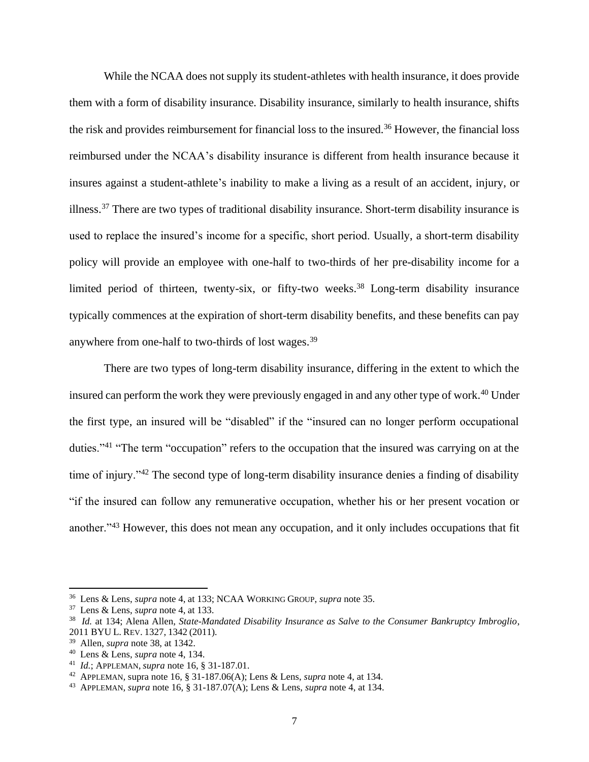While the NCAA does not supply its student-athletes with health insurance, it does provide them with a form of disability insurance. Disability insurance, similarly to health insurance, shifts the risk and provides reimbursement for financial loss to the insured.[36] However, the financial loss reimbursed under the NCAA's disability insurance is different from health insurance because it insures against a student-athlete's inability to make a living as a result of an accident, injury, or illness.[37] There are two types of traditional disability insurance. Short-term disability insurance is used to replace the insured's income for a specific, short period. Usually, a short-term disability policy will provide an employee with one-half to two-thirds of her pre-disability income for a limited period of thirteen, twenty-six, or fifty-two weeks.[38] Long-term disability insurance typically commences at the expiration of short-term disability benefits, and these benefits can pay anywhere from one-half to two-thirds of lost wages.[39]

There are two types of long-term disability insurance, differing in the extent to which the insured can perform the work they were previously engaged in and any other type of work.[40] Under the first type, an insured will be "disabled" if the "insured can no longer perform occupational duties."[41] "The term "occupation" refers to the occupation that the insured was carrying on at the time of injury."[42] The second type of long-term disability insurance denies a finding of disability "if the insured can follow any remunerative occupation, whether his or her present vocation or another."[43] However, this does not mean any occupation, and it only includes occupations that fit

---

[36] Lens & Lens, *supra* note 4, at 133; NCAA WORKING GROUP, *supra* note 35.

[37] Lens & Lens, *supra* note 4, at 133.

[38] *Id.* at 134; Alena Allen, *State-Mandated Disability Insurance as Salve to the Consumer Bankruptcy Imbroglio*, 2011 BYU L. REV. 1327, 1342 (2011).

[39] Allen, *supra* note 38, at 1342.

[40] Lens & Lens, *supra* note 4, 134.

[41] *Id.*; APPLEMAN, *supra* note 16, § 31-187.01.

[42] APPLEMAN, supra note 16, § 31-187.06(A); Lens & Lens, *supra* note 4, at 134.

[43] APPLEMAN, *supra* note 16, § 31-187.07(A); Lens & Lens, *supra* note 4, at 134.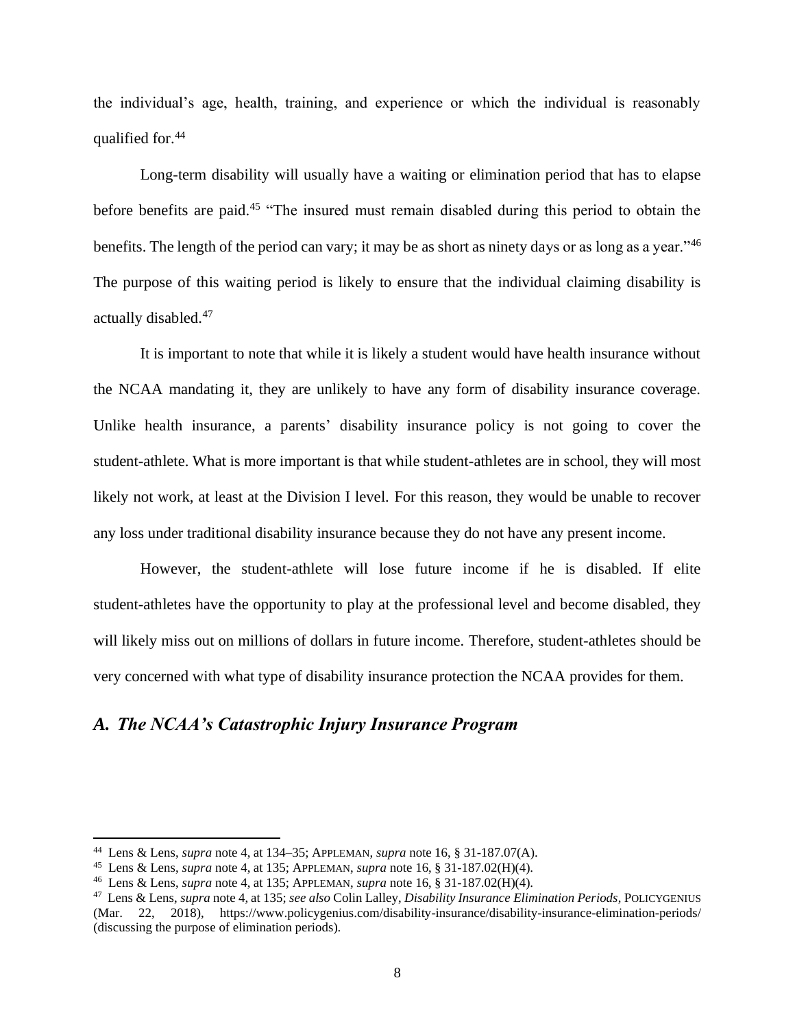the individual's age, health, training, and experience or which the individual is reasonably qualified for.[44]

Long-term disability will usually have a waiting or elimination period that has to elapse before benefits are paid.[45] "The insured must remain disabled during this period to obtain the benefits. The length of the period can vary; it may be as short as ninety days or as long as a year."[46] The purpose of this waiting period is likely to ensure that the individual claiming disability is actually disabled.[47]

It is important to note that while it is likely a student would have health insurance without the NCAA mandating it, they are unlikely to have any form of disability insurance coverage. Unlike health insurance, a parents' disability insurance policy is not going to cover the student-athlete. What is more important is that while student-athletes are in school, they will most likely not work, at least at the Division I level. For this reason, they would be unable to recover any loss under traditional disability insurance because they do not have any present income.

However, the student-athlete will lose future income if he is disabled. If elite student-athletes have the opportunity to play at the professional level and become disabled, they will likely miss out on millions of dollars in future income. Therefore, student-athletes should be very concerned with what type of disability insurance protection the NCAA provides for them.

### *A. The NCAA's Catastrophic Injury Insurance Program*

---

[44] Lens & Lens, *supra* note 4, at 134–35; APPLEMAN, *supra* note 16, § 31-187.07(A).

[45] Lens & Lens, *supra* note 4, at 135; APPLEMAN, *supra* note 16, § 31-187.02(H)(4).

[46] Lens & Lens, *supra* note 4, at 135; APPLEMAN, *supra* note 16, § 31-187.02(H)(4).

[47] Lens & Lens, *supra* note 4, at 135; *see also* Colin Lalley, *Disability Insurance Elimination Periods*, POLICYGENIUS (Mar. 22, 2018), https://www.policygenius.com/disability-insurance/disability-insurance-elimination-periods/ (discussing the purpose of elimination periods).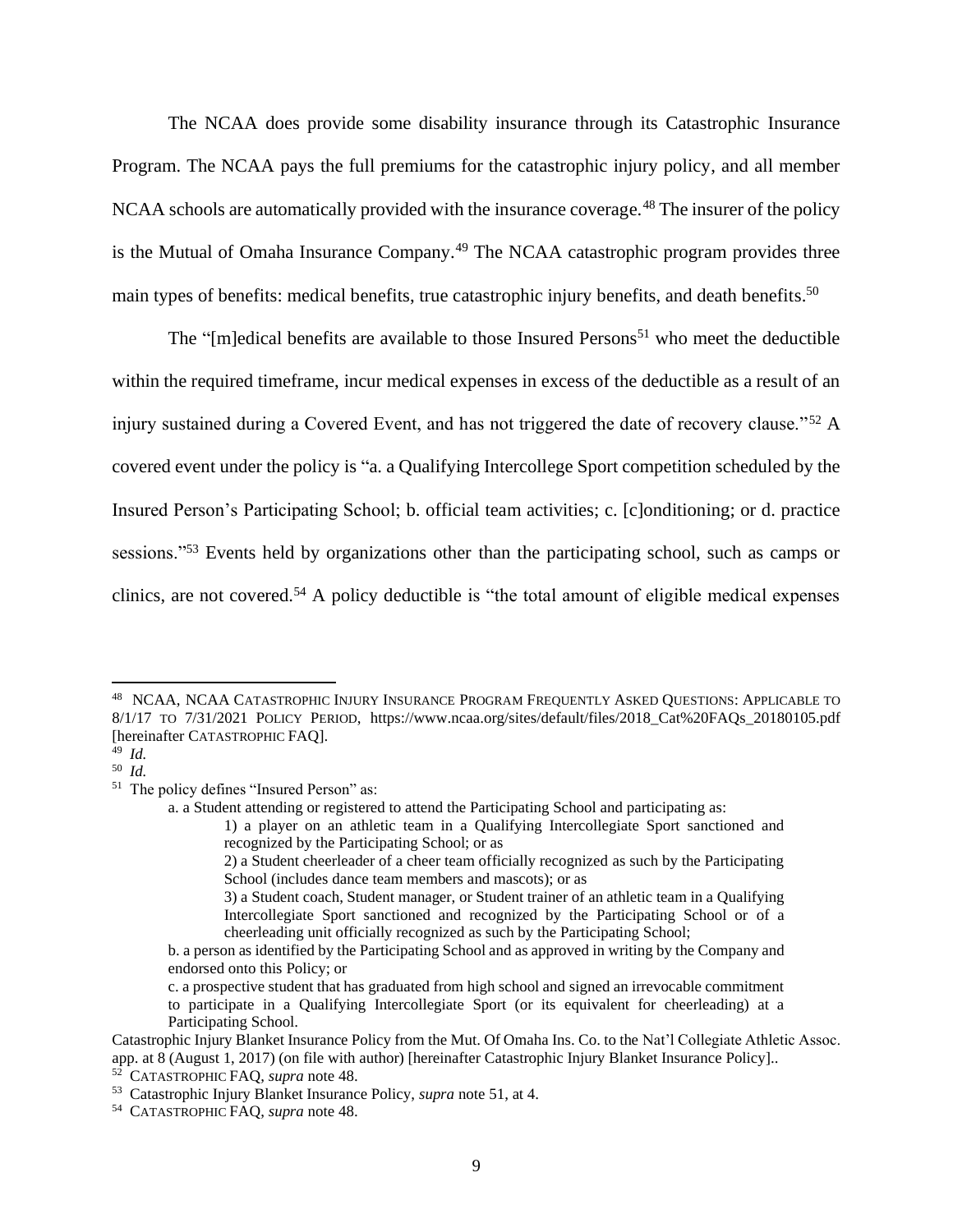The NCAA does provide some disability insurance through its Catastrophic Insurance Program. The NCAA pays the full premiums for the catastrophic injury policy, and all member NCAA schools are automatically provided with the insurance coverage.[48] The insurer of the policy is the Mutual of Omaha Insurance Company.[49] The NCAA catastrophic program provides three main types of benefits: medical benefits, true catastrophic injury benefits, and death benefits.[50]

The "[m]edical benefits are available to those Insured Persons[51] who meet the deductible within the required timeframe, incur medical expenses in excess of the deductible as a result of an injury sustained during a Covered Event, and has not triggered the date of recovery clause."[52] A covered event under the policy is "a. a Qualifying Intercollege Sport competition scheduled by the Insured Person's Participating School; b. official team activities; c. [c]onditioning; or d. practice sessions."[53] Events held by organizations other than the participating school, such as camps or clinics, are not covered.[54] A policy deductible is "the total amount of eligible medical expenses

---

[48] NCAA, NCAA CATASTROPHIC INJURY INSURANCE PROGRAM FREQUENTLY ASKED QUESTIONS: APPLICABLE TO 8/1/17 TO 7/31/2021 POLICY PERIOD, https://www.ncaa.org/sites/default/files/2018_Cat%20FAQs_20180105.pdf [hereinafter CATASTROPHIC FAQ].

[49] *Id.*

[50] *Id.*

[51] The policy defines "Insured Person" as:

> a. a Student attending or registered to attend the Participating School and participating as:
>
> > 1) a player on an athletic team in a Qualifying Intercollegiate Sport sanctioned and recognized by the Participating School; or as
> >
> > 2) a Student cheerleader of a cheer team officially recognized as such by the Participating School (includes dance team members and mascots); or as
> >
> > 3) a Student coach, Student manager, or Student trainer of an athletic team in a Qualifying Intercollegiate Sport sanctioned and recognized by the Participating School or of a cheerleading unit officially recognized as such by the Participating School;
>
> b. a person as identified by the Participating School and as approved in writing by the Company and endorsed onto this Policy; or
>
> c. a prospective student that has graduated from high school and signed an irrevocable commitment to participate in a Qualifying Intercollegiate Sport (or its equivalent for cheerleading) at a Participating School.

Catastrophic Injury Blanket Insurance Policy from the Mut. Of Omaha Ins. Co. to the Nat'l Collegiate Athletic Assoc. app. at 8 (August 1, 2017) (on file with author) [hereinafter Catastrophic Injury Blanket Insurance Policy]..

[52] CATASTROPHIC FAQ, *supra* note 48.

[53] Catastrophic Injury Blanket Insurance Policy, *supra* note 51, at 4.

[54] CATASTROPHIC FAQ, *supra* note 48.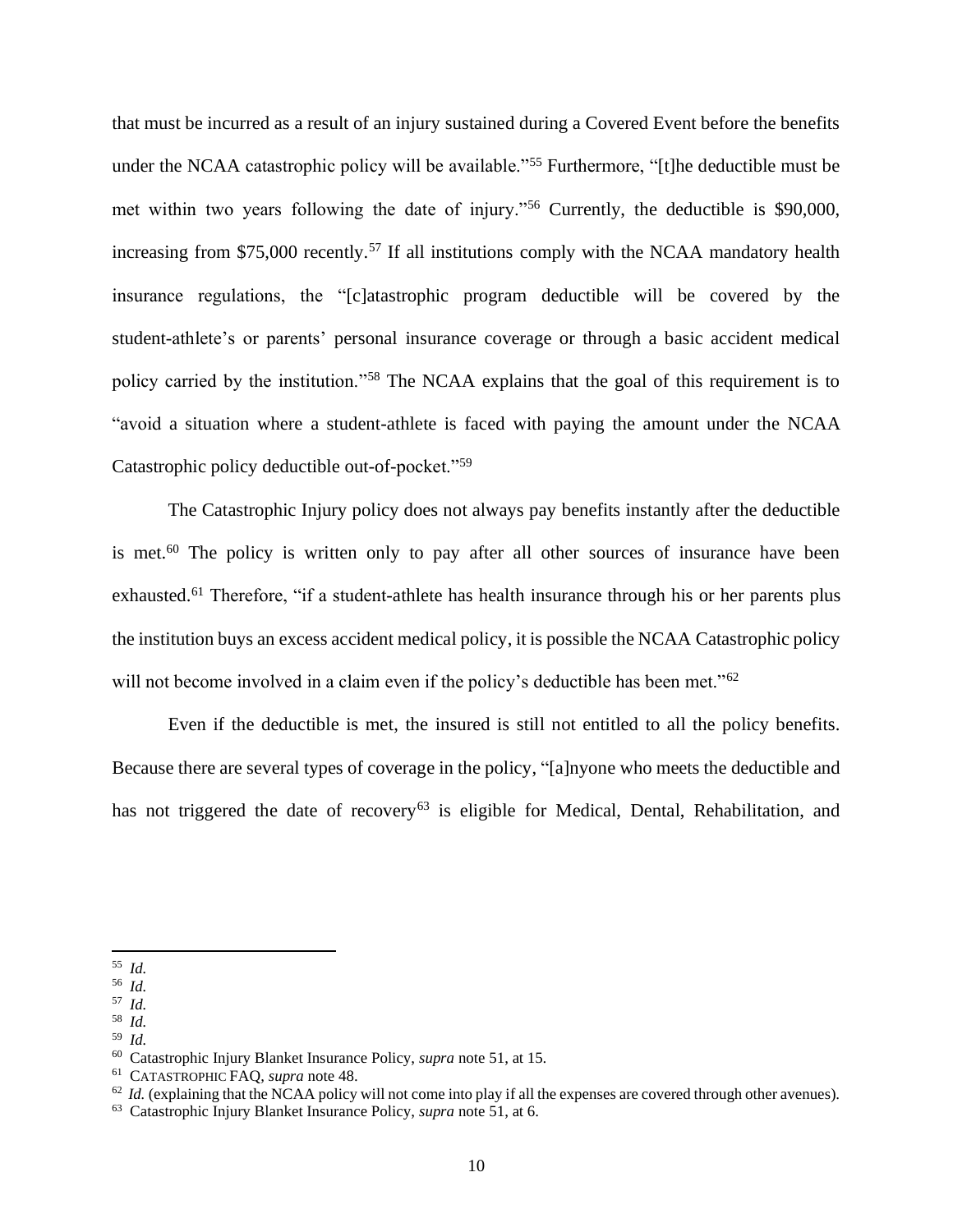that must be incurred as a result of an injury sustained during a Covered Event before the benefits under the NCAA catastrophic policy will be available."[55] Furthermore, "[t]he deductible must be met within two years following the date of injury."[56] Currently, the deductible is $90,000, increasing from $75,000 recently.[57] If all institutions comply with the NCAA mandatory health insurance regulations, the "[c]atastrophic program deductible will be covered by the student-athlete's or parents' personal insurance coverage or through a basic accident medical policy carried by the institution."[58] The NCAA explains that the goal of this requirement is to "avoid a situation where a student-athlete is faced with paying the amount under the NCAA Catastrophic policy deductible out-of-pocket."[59]

The Catastrophic Injury policy does not always pay benefits instantly after the deductible is met.[60] The policy is written only to pay after all other sources of insurance have been exhausted.[61] Therefore, "if a student-athlete has health insurance through his or her parents plus the institution buys an excess accident medical policy, it is possible the NCAA Catastrophic policy will not become involved in a claim even if the policy's deductible has been met."[62]

Even if the deductible is met, the insured is still not entitled to all the policy benefits. Because there are several types of coverage in the policy, "[a]nyone who meets the deductible and has not triggered the date of recovery[63] is eligible for Medical, Dental, Rehabilitation, and

---

[55] *Id.*

[56] *Id.*

[57] *Id.*

[58] *Id.*

[59] *Id.*

[60] Catastrophic Injury Blanket Insurance Policy, *supra* note 51, at 15.

[61] CATASTROPHIC FAQ, *supra* note 48.

[62] *Id.* (explaining that the NCAA policy will not come into play if all the expenses are covered through other avenues).

[63] Catastrophic Injury Blanket Insurance Policy, *supra* note 51, at 6.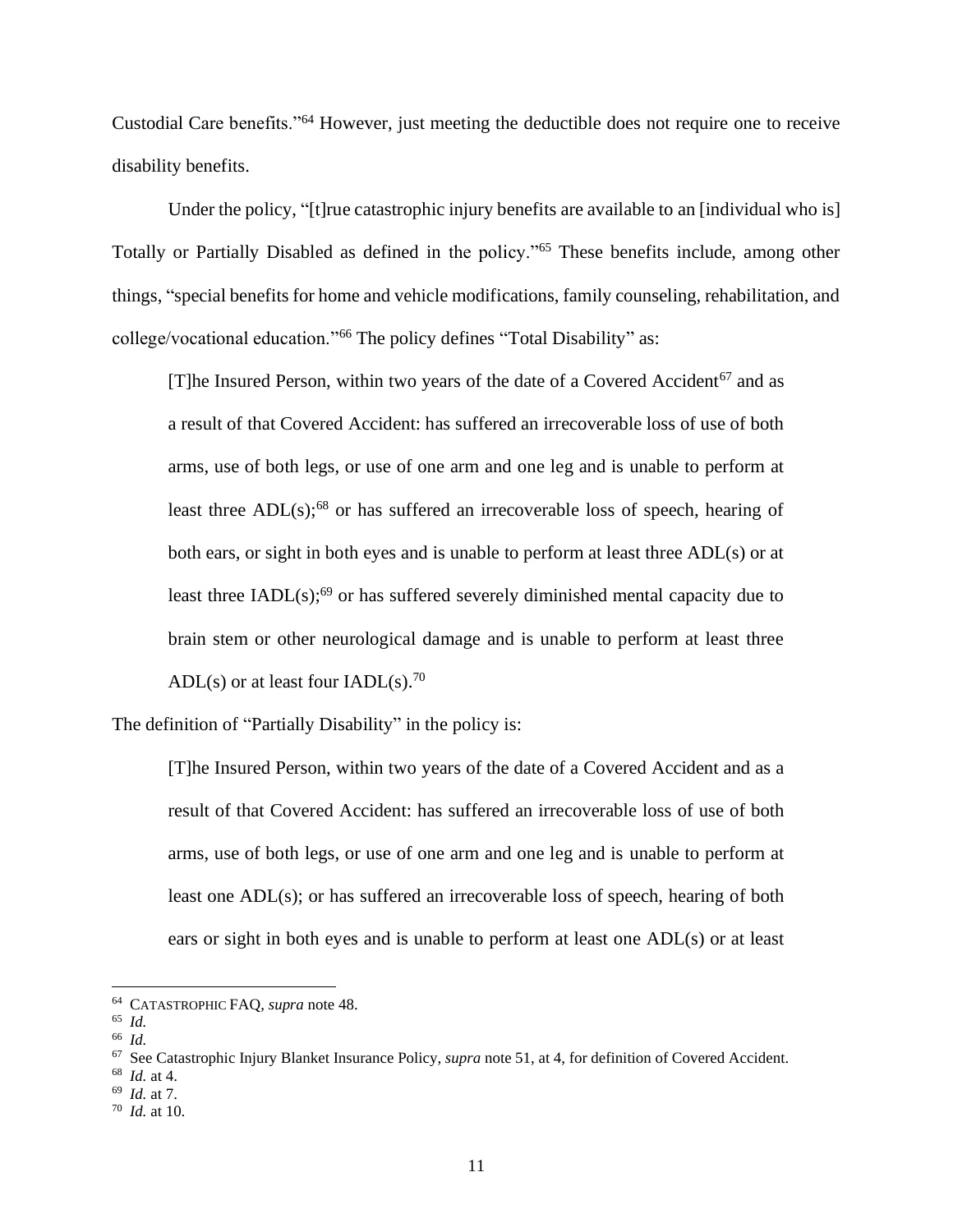Custodial Care benefits."[64] However, just meeting the deductible does not require one to receive disability benefits.

Under the policy, "[t]rue catastrophic injury benefits are available to an [individual who is] Totally or Partially Disabled as defined in the policy."[65] These benefits include, among other things, "special benefits for home and vehicle modifications, family counseling, rehabilitation, and college/vocational education."[66] The policy defines "Total Disability" as:

> [T]he Insured Person, within two years of the date of a Covered Accident[67] and as a result of that Covered Accident: has suffered an irrecoverable loss of use of both arms, use of both legs, or use of one arm and one leg and is unable to perform at least three ADL(s);[68] or has suffered an irrecoverable loss of speech, hearing of both ears, or sight in both eyes and is unable to perform at least three ADL(s) or at least three IADL(s);[69] or has suffered severely diminished mental capacity due to brain stem or other neurological damage and is unable to perform at least three ADL(s) or at least four IADL(s).[70]

The definition of "Partially Disability" in the policy is:

> [T]he Insured Person, within two years of the date of a Covered Accident and as a result of that Covered Accident: has suffered an irrecoverable loss of use of both arms, use of both legs, or use of one arm and one leg and is unable to perform at least one ADL(s); or has suffered an irrecoverable loss of speech, hearing of both ears or sight in both eyes and is unable to perform at least one ADL(s) or at least

---

[64] CATASTROPHIC FAQ, *supra* note 48.

[65] *Id.*

[66] *Id.*

[67] See Catastrophic Injury Blanket Insurance Policy, *supra* note 51, at 4, for definition of Covered Accident.

[68] *Id.* at 4.

[69] *Id.* at 7.

[70] *Id.* at 10.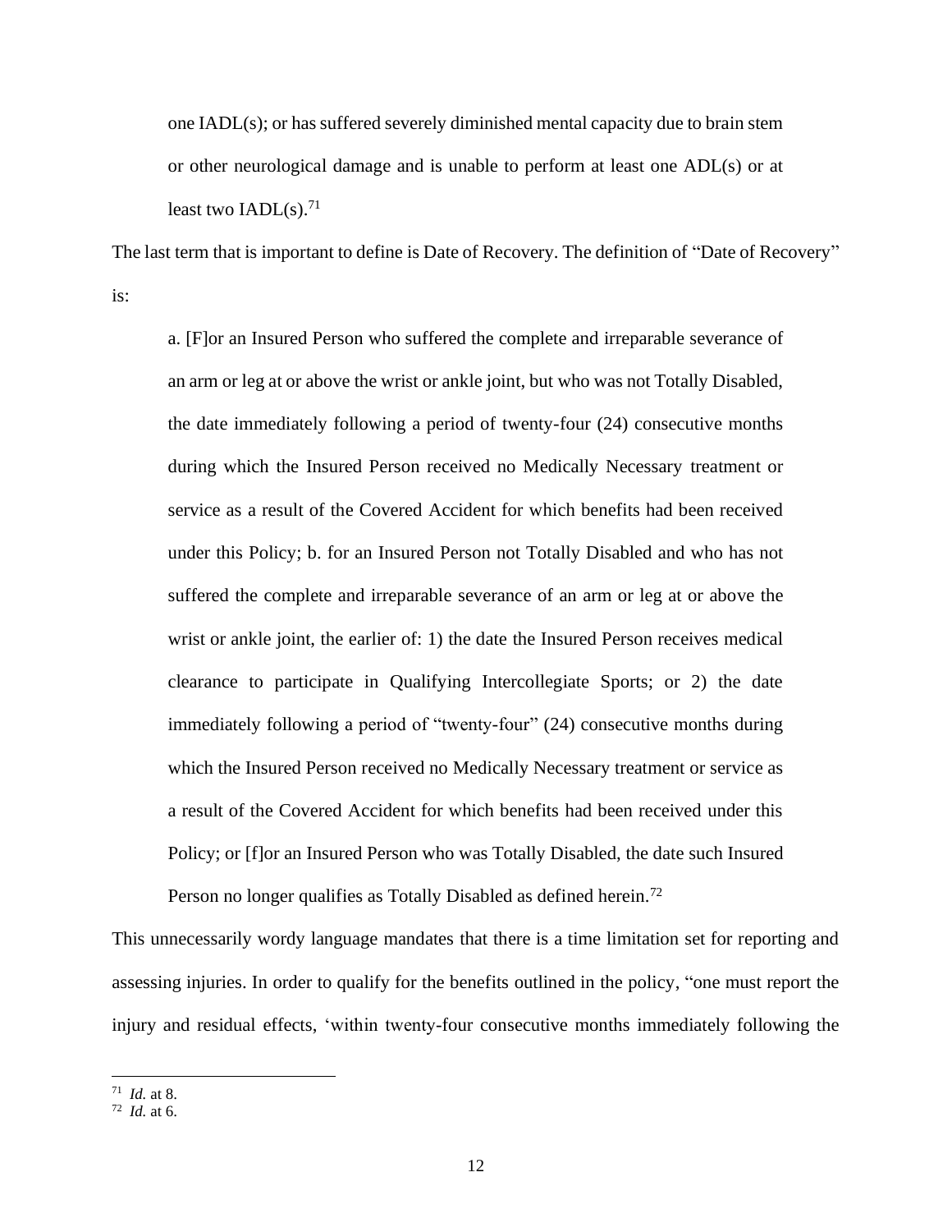> one IADL(s); or has suffered severely diminished mental capacity due to brain stem or other neurological damage and is unable to perform at least one ADL(s) or at least two IADL(s).[71]

The last term that is important to define is Date of Recovery. The definition of "Date of Recovery" is:

> a. [F]or an Insured Person who suffered the complete and irreparable severance of an arm or leg at or above the wrist or ankle joint, but who was not Totally Disabled, the date immediately following a period of twenty-four (24) consecutive months during which the Insured Person received no Medically Necessary treatment or service as a result of the Covered Accident for which benefits had been received under this Policy; b. for an Insured Person not Totally Disabled and who has not suffered the complete and irreparable severance of an arm or leg at or above the wrist or ankle joint, the earlier of: 1) the date the Insured Person receives medical clearance to participate in Qualifying Intercollegiate Sports; or 2) the date immediately following a period of "twenty-four" (24) consecutive months during which the Insured Person received no Medically Necessary treatment or service as a result of the Covered Accident for which benefits had been received under this Policy; or [f]or an Insured Person who was Totally Disabled, the date such Insured Person no longer qualifies as Totally Disabled as defined herein.[72]

This unnecessarily wordy language mandates that there is a time limitation set for reporting and assessing injuries. In order to qualify for the benefits outlined in the policy, "one must report the injury and residual effects, 'within twenty-four consecutive months immediately following the

---

[71] *Id.* at 8.

[72] *Id.* at 6.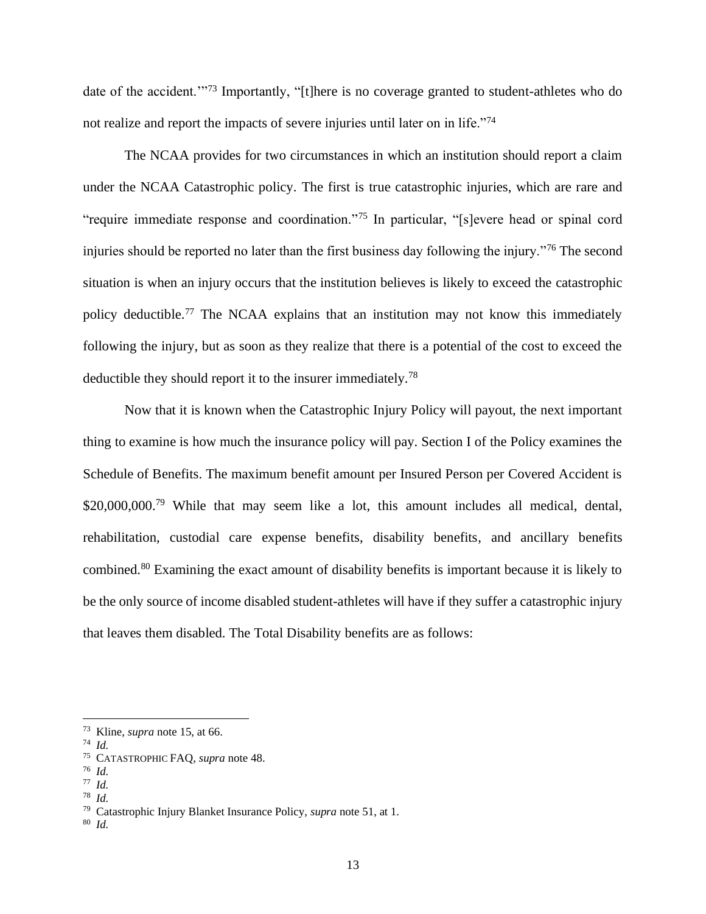date of the accident.'"[73] Importantly, "[t]here is no coverage granted to student-athletes who do not realize and report the impacts of severe injuries until later on in life."[74]

The NCAA provides for two circumstances in which an institution should report a claim under the NCAA Catastrophic policy. The first is true catastrophic injuries, which are rare and "require immediate response and coordination."[75] In particular, "[s]evere head or spinal cord injuries should be reported no later than the first business day following the injury."[76] The second situation is when an injury occurs that the institution believes is likely to exceed the catastrophic policy deductible.[77] The NCAA explains that an institution may not know this immediately following the injury, but as soon as they realize that there is a potential of the cost to exceed the deductible they should report it to the insurer immediately.[78]

Now that it is known when the Catastrophic Injury Policy will payout, the next important thing to examine is how much the insurance policy will pay. Section I of the Policy examines the Schedule of Benefits. The maximum benefit amount per Insured Person per Covered Accident is $20,000,000.[79] While that may seem like a lot, this amount includes all medical, dental, rehabilitation, custodial care expense benefits, disability benefits, and ancillary benefits combined.[80] Examining the exact amount of disability benefits is important because it is likely to be the only source of income disabled student-athletes will have if they suffer a catastrophic injury that leaves them disabled. The Total Disability benefits are as follows:

---

[73] Kline, *supra* note 15, at 66.

[74] *Id.*

[75] CATASTROPHIC FAQ, *supra* note 48.

[76] *Id.*

[77] *Id.*

[78] *Id.*

[79] Catastrophic Injury Blanket Insurance Policy, *supra* note 51, at 1.

[80] *Id.*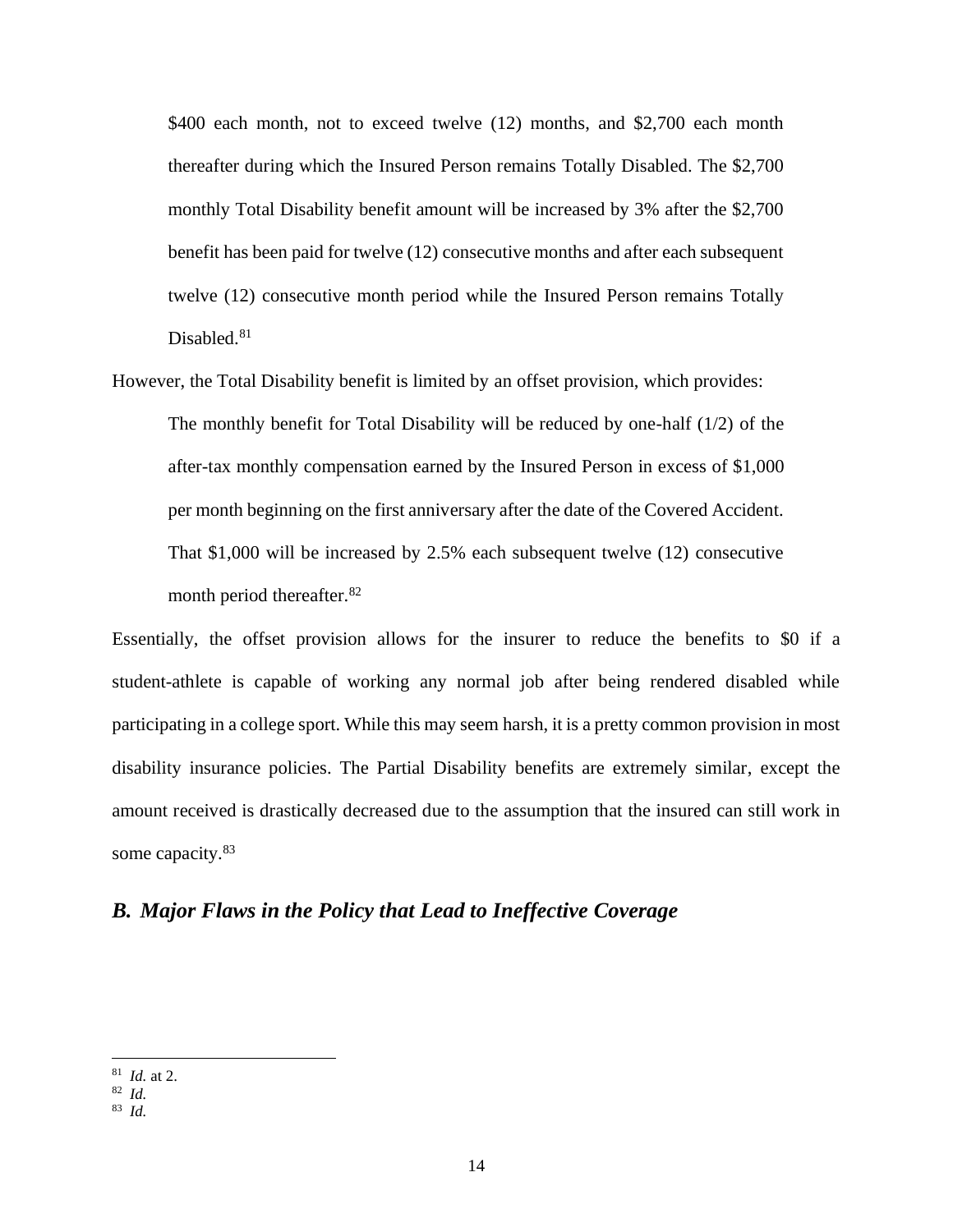> $400 each month, not to exceed twelve (12) months, and $2,700 each month thereafter during which the Insured Person remains Totally Disabled. The $2,700 monthly Total Disability benefit amount will be increased by 3% after the $2,700 benefit has been paid for twelve (12) consecutive months and after each subsequent twelve (12) consecutive month period while the Insured Person remains Totally Disabled.[81]

However, the Total Disability benefit is limited by an offset provision, which provides:

> The monthly benefit for Total Disability will be reduced by one-half (1/2) of the after-tax monthly compensation earned by the Insured Person in excess of $1,000 per month beginning on the first anniversary after the date of the Covered Accident. That $1,000 will be increased by 2.5% each subsequent twelve (12) consecutive month period thereafter.[82]

Essentially, the offset provision allows for the insurer to reduce the benefits to $0 if a student-athlete is capable of working any normal job after being rendered disabled while participating in a college sport. While this may seem harsh, it is a pretty common provision in most disability insurance policies. The Partial Disability benefits are extremely similar, except the amount received is drastically decreased due to the assumption that the insured can still work in some capacity.[83]

## *B. Major Flaws in the Policy that Lead to Ineffective Coverage*

---

[81] *Id.* at 2.
[82] *Id.*
[83] *Id.*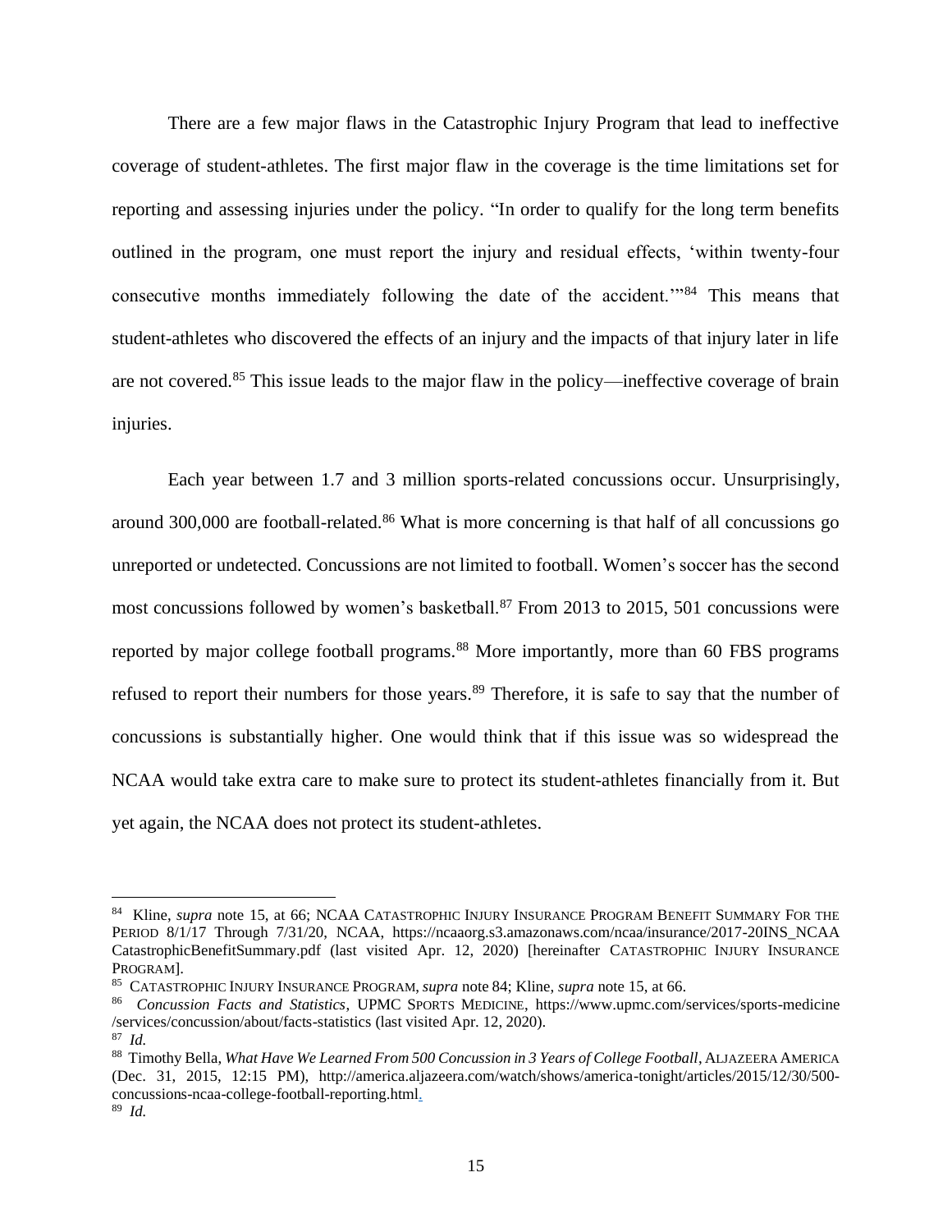There are a few major flaws in the Catastrophic Injury Program that lead to ineffective coverage of student-athletes. The first major flaw in the coverage is the time limitations set for reporting and assessing injuries under the policy. "In order to qualify for the long term benefits outlined in the program, one must report the injury and residual effects, 'within twenty-four consecutive months immediately following the date of the accident.'"[84] This means that student-athletes who discovered the effects of an injury and the impacts of that injury later in life are not covered.[85] This issue leads to the major flaw in the policy—ineffective coverage of brain injuries.

Each year between 1.7 and 3 million sports-related concussions occur. Unsurprisingly, around 300,000 are football-related.[86] What is more concerning is that half of all concussions go unreported or undetected. Concussions are not limited to football. Women's soccer has the second most concussions followed by women's basketball.[87] From 2013 to 2015, 501 concussions were reported by major college football programs.[88] More importantly, more than 60 FBS programs refused to report their numbers for those years.[89] Therefore, it is safe to say that the number of concussions is substantially higher. One would think that if this issue was so widespread the NCAA would take extra care to make sure to protect its student-athletes financially from it. But yet again, the NCAA does not protect its student-athletes.

---

[84] Kline, *supra* note 15, at 66; NCAA CATASTROPHIC INJURY INSURANCE PROGRAM BENEFIT SUMMARY FOR THE PERIOD 8/1/17 Through 7/31/20, NCAA, https://ncaaorg.s3.amazonaws.com/ncaa/insurance/2017-20INS_NCAA CatastrophicBenefitSummary.pdf (last visited Apr. 12, 2020) [hereinafter CATASTROPHIC INJURY INSURANCE PROGRAM].

[85] CATASTROPHIC INJURY INSURANCE PROGRAM, *supra* note 84; Kline, *supra* note 15, at 66.

[86] *Concussion Facts and Statistics*, UPMC SPORTS MEDICINE, https://www.upmc.com/services/sports-medicine /services/concussion/about/facts-statistics (last visited Apr. 12, 2020).

[87] *Id.*

[88] Timothy Bella, *What Have We Learned From 500 Concussion in 3 Years of College Football*, ALJAZEERA AMERICA (Dec. 31, 2015, 12:15 PM), http://america.aljazeera.com/watch/shows/america-tonight/articles/2015/12/30/500-concussions-ncaa-college-football-reporting.html.

[89] *Id.*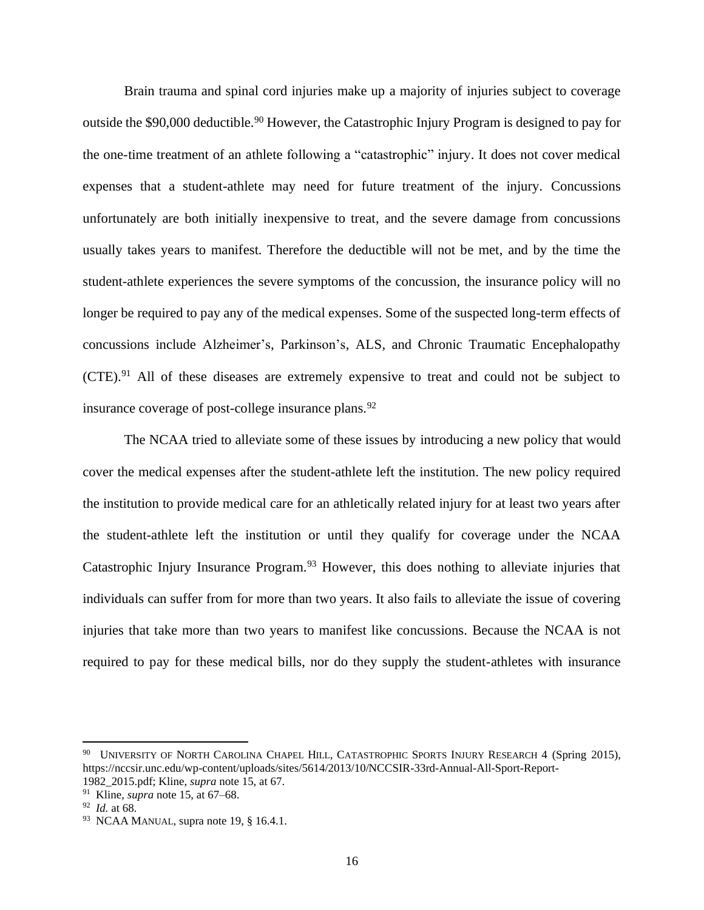Brain trauma and spinal cord injuries make up a majority of injuries subject to coverage outside the $90,000 deductible.[90] However, the Catastrophic Injury Program is designed to pay for the one-time treatment of an athlete following a "catastrophic" injury. It does not cover medical expenses that a student-athlete may need for future treatment of the injury. Concussions unfortunately are both initially inexpensive to treat, and the severe damage from concussions usually takes years to manifest. Therefore the deductible will not be met, and by the time the student-athlete experiences the severe symptoms of the concussion, the insurance policy will no longer be required to pay any of the medical expenses. Some of the suspected long-term effects of concussions include Alzheimer's, Parkinson's, ALS, and Chronic Traumatic Encephalopathy (CTE).[91] All of these diseases are extremely expensive to treat and could not be subject to insurance coverage of post-college insurance plans.[92]

The NCAA tried to alleviate some of these issues by introducing a new policy that would cover the medical expenses after the student-athlete left the institution. The new policy required the institution to provide medical care for an athletically related injury for at least two years after the student-athlete left the institution or until they qualify for coverage under the NCAA Catastrophic Injury Insurance Program.[93] However, this does nothing to alleviate injuries that individuals can suffer from for more than two years. It also fails to alleviate the issue of covering injuries that take more than two years to manifest like concussions. Because the NCAA is not required to pay for these medical bills, nor do they supply the student-athletes with insurance

---

[90] UNIVERSITY OF NORTH CAROLINA CHAPEL HILL, CATASTROPHIC SPORTS INJURY RESEARCH 4 (Spring 2015), https://nccsir.unc.edu/wp-content/uploads/sites/5614/2013/10/NCCSIR-33rd-Annual-All-Sport-Report-1982_2015.pdf; Kline, *supra* note 15, at 67.

[91] Kline, *supra* note 15, at 67–68.

[92] *Id.* at 68.

[93] NCAA MANUAL, supra note 19, § 16.4.1.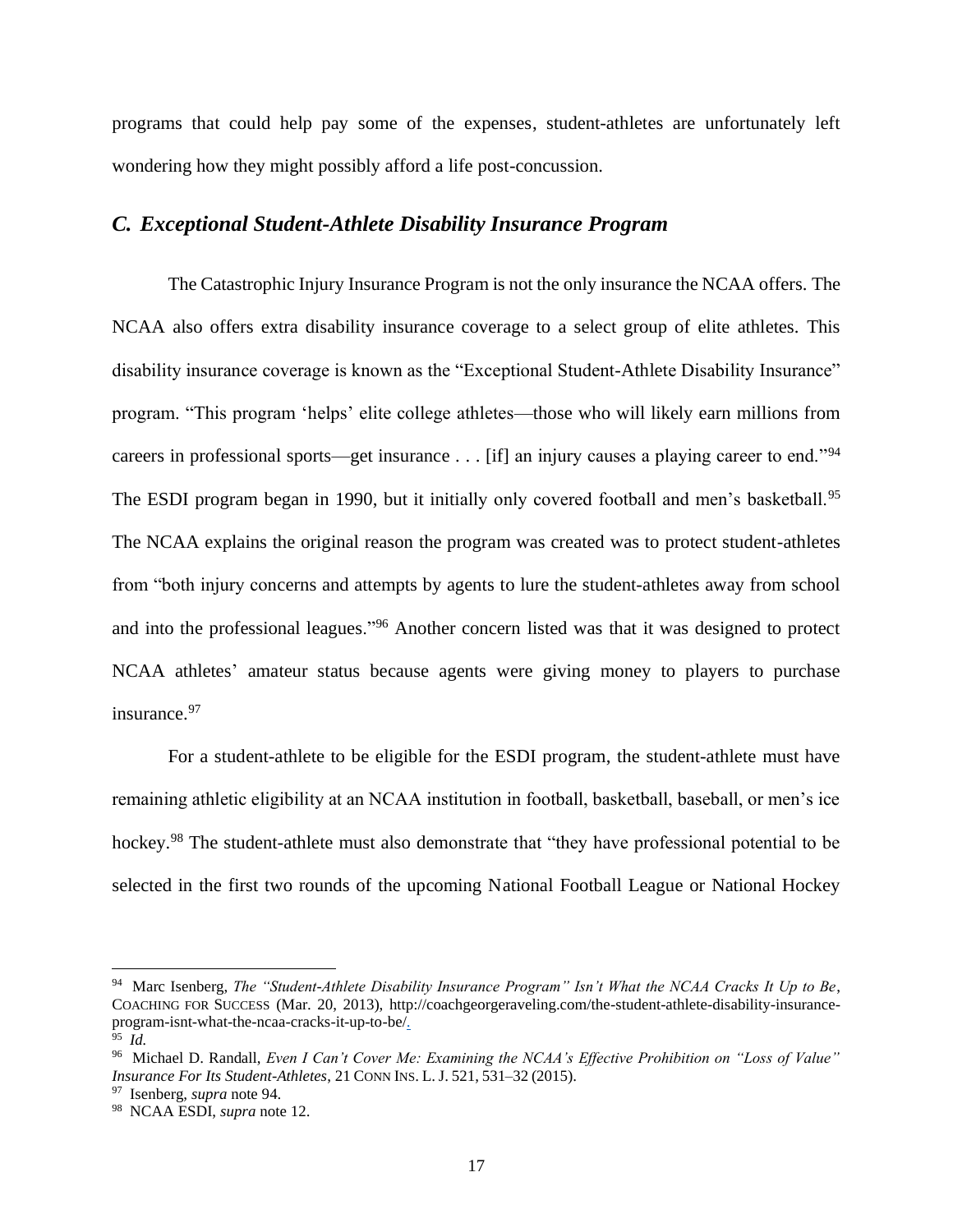programs that could help pay some of the expenses, student-athletes are unfortunately left wondering how they might possibly afford a life post-concussion.

## *C. Exceptional Student-Athlete Disability Insurance Program*

The Catastrophic Injury Insurance Program is not the only insurance the NCAA offers. The NCAA also offers extra disability insurance coverage to a select group of elite athletes. This disability insurance coverage is known as the "Exceptional Student-Athlete Disability Insurance" program. "This program 'helps' elite college athletes—those who will likely earn millions from careers in professional sports—get insurance . . . [if] an injury causes a playing career to end."[94] The ESDI program began in 1990, but it initially only covered football and men's basketball.[95] The NCAA explains the original reason the program was created was to protect student-athletes from "both injury concerns and attempts by agents to lure the student-athletes away from school and into the professional leagues."[96] Another concern listed was that it was designed to protect NCAA athletes' amateur status because agents were giving money to players to purchase insurance.[97]

For a student-athlete to be eligible for the ESDI program, the student-athlete must have remaining athletic eligibility at an NCAA institution in football, basketball, baseball, or men's ice hockey.[98] The student-athlete must also demonstrate that "they have professional potential to be selected in the first two rounds of the upcoming National Football League or National Hockey

---

[94] Marc Isenberg, *The "Student-Athlete Disability Insurance Program" Isn't What the NCAA Cracks It Up to Be*, COACHING FOR SUCCESS (Mar. 20, 2013), http://coachgeorgeraveling.com/the-student-athlete-disability-insurance-program-isnt-what-the-ncaa-cracks-it-up-to-be/.

[95] *Id.*

[96] Michael D. Randall, *Even I Can't Cover Me: Examining the NCAA's Effective Prohibition on "Loss of Value" Insurance For Its Student-Athletes*, 21 CONN INS. L. J. 521, 531–32 (2015).

[97] Isenberg, *supra* note 94.

[98] NCAA ESDI, *supra* note 12.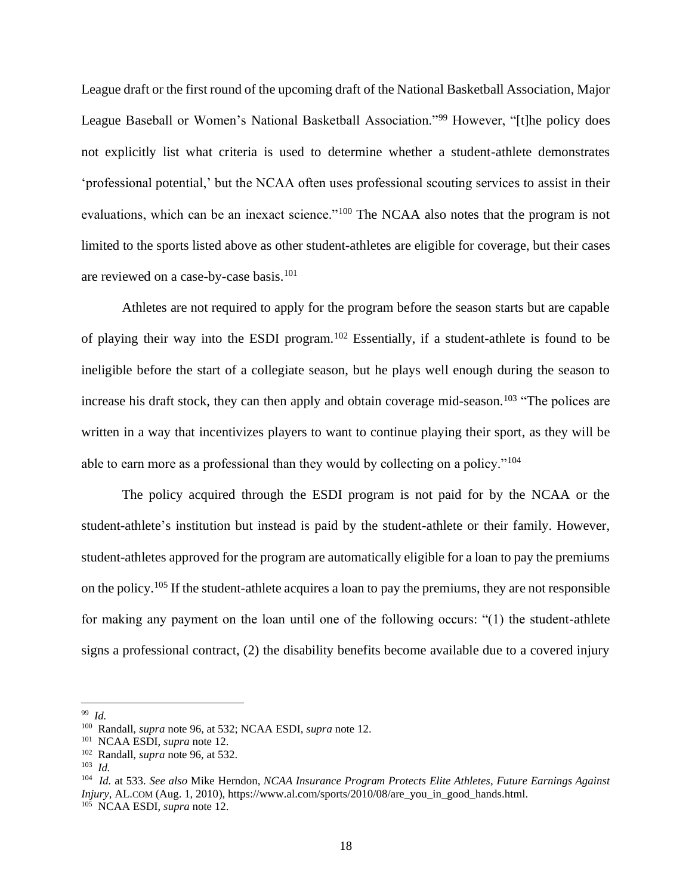League draft or the first round of the upcoming draft of the National Basketball Association, Major League Baseball or Women's National Basketball Association."[99] However, "[t]he policy does not explicitly list what criteria is used to determine whether a student-athlete demonstrates 'professional potential,' but the NCAA often uses professional scouting services to assist in their evaluations, which can be an inexact science."[100] The NCAA also notes that the program is not limited to the sports listed above as other student-athletes are eligible for coverage, but their cases are reviewed on a case-by-case basis.[101]

Athletes are not required to apply for the program before the season starts but are capable of playing their way into the ESDI program.[102] Essentially, if a student-athlete is found to be ineligible before the start of a collegiate season, but he plays well enough during the season to increase his draft stock, they can then apply and obtain coverage mid-season.[103] "The polices are written in a way that incentivizes players to want to continue playing their sport, as they will be able to earn more as a professional than they would by collecting on a policy."[104]

The policy acquired through the ESDI program is not paid for by the NCAA or the student-athlete's institution but instead is paid by the student-athlete or their family. However, student-athletes approved for the program are automatically eligible for a loan to pay the premiums on the policy.[105] If the student-athlete acquires a loan to pay the premiums, they are not responsible for making any payment on the loan until one of the following occurs: "(1) the student-athlete signs a professional contract, (2) the disability benefits become available due to a covered injury

---

[99] *Id.*

[100] Randall, *supra* note 96, at 532; NCAA ESDI, *supra* note 12.

[101] NCAA ESDI, *supra* note 12.

[102] Randall, *supra* note 96, at 532.

[103] *Id.*

[104] *Id.* at 533. *See also* Mike Herndon, *NCAA Insurance Program Protects Elite Athletes, Future Earnings Against Injury*, AL.COM (Aug. 1, 2010), https://www.al.com/sports/2010/08/are_you_in_good_hands.html.

[105] NCAA ESDI, *supra* note 12.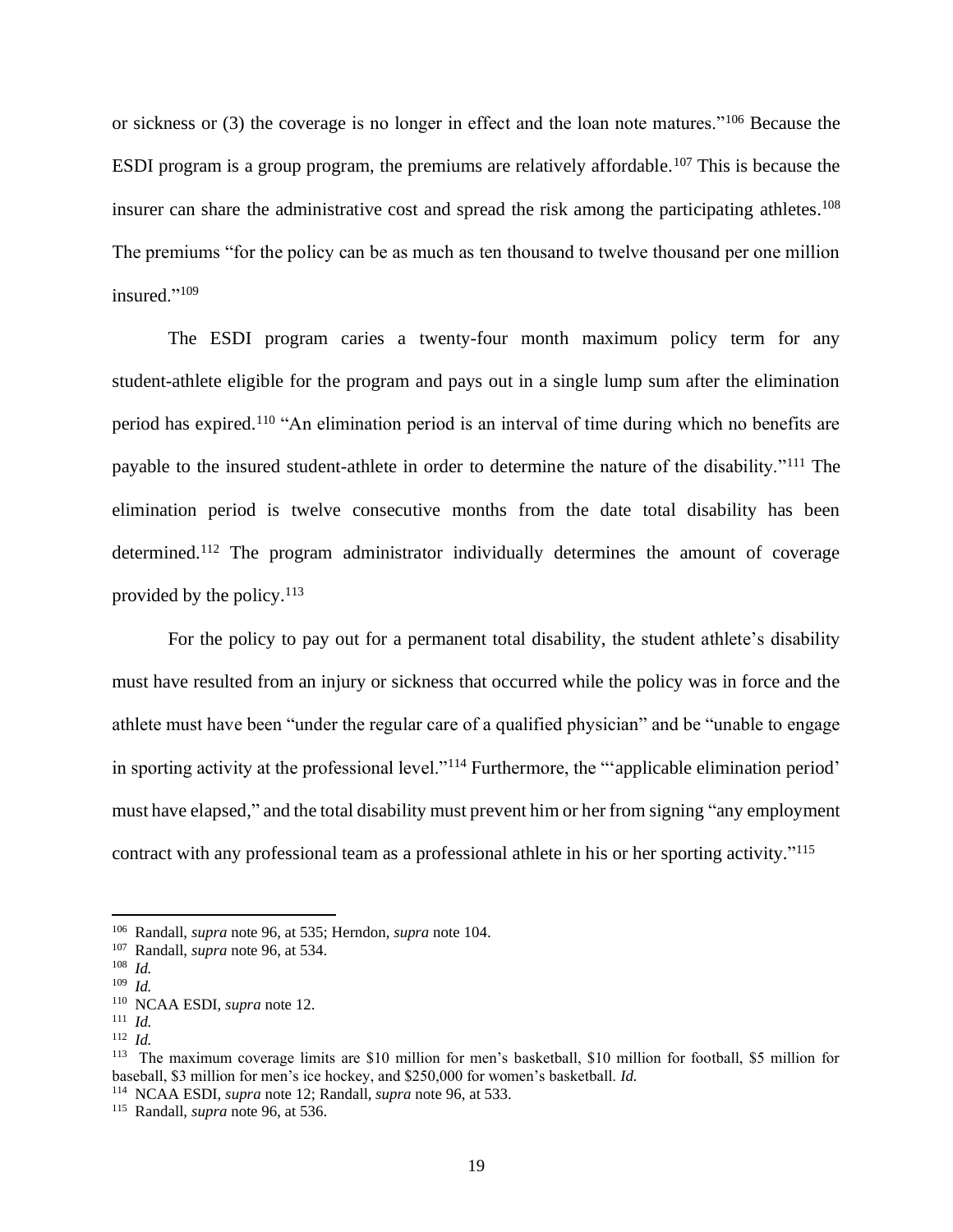or sickness or (3) the coverage is no longer in effect and the loan note matures."[106] Because the ESDI program is a group program, the premiums are relatively affordable.[107] This is because the insurer can share the administrative cost and spread the risk among the participating athletes.[108] The premiums "for the policy can be as much as ten thousand to twelve thousand per one million insured."[109]

The ESDI program caries a twenty-four month maximum policy term for any student-athlete eligible for the program and pays out in a single lump sum after the elimination period has expired.[110] "An elimination period is an interval of time during which no benefits are payable to the insured student-athlete in order to determine the nature of the disability."[111] The elimination period is twelve consecutive months from the date total disability has been determined.[112] The program administrator individually determines the amount of coverage provided by the policy.[113]

For the policy to pay out for a permanent total disability, the student athlete's disability must have resulted from an injury or sickness that occurred while the policy was in force and the athlete must have been "under the regular care of a qualified physician" and be "unable to engage in sporting activity at the professional level."[114] Furthermore, the "'applicable elimination period' must have elapsed," and the total disability must prevent him or her from signing "any employment contract with any professional team as a professional athlete in his or her sporting activity."[115]

---

[106] Randall, *supra* note 96, at 535; Herndon, *supra* note 104.

[107] Randall, *supra* note 96, at 534.

[108] *Id.*

[109] *Id.*

[110] NCAA ESDI, *supra* note 12.

[111] *Id.*

[112] *Id.*

[113] The maximum coverage limits are $10 million for men's basketball, $10 million for football, $5 million for baseball, $3 million for men's ice hockey, and $250,000 for women's basketball. *Id.*

[114] NCAA ESDI, *supra* note 12; Randall, *supra* note 96, at 533.

[115] Randall, *supra* note 96, at 536.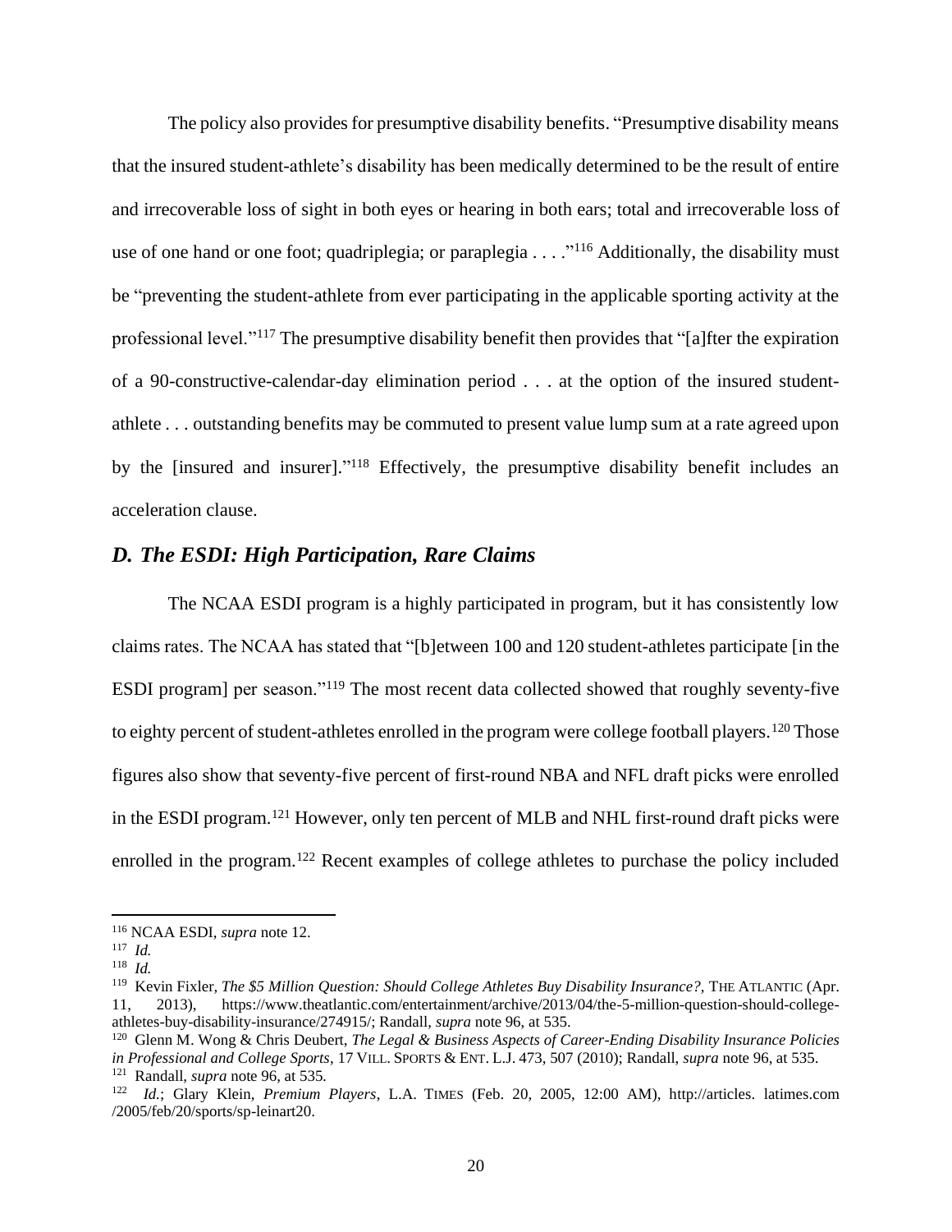The policy also provides for presumptive disability benefits. "Presumptive disability means that the insured student-athlete's disability has been medically determined to be the result of entire and irrecoverable loss of sight in both eyes or hearing in both ears; total and irrecoverable loss of use of one hand or one foot; quadriplegia; or paraplegia . . . ."[116] Additionally, the disability must be "preventing the student-athlete from ever participating in the applicable sporting activity at the professional level."[117] The presumptive disability benefit then provides that "[a]fter the expiration of a 90-constructive-calendar-day elimination period . . . at the option of the insured student-athlete . . . outstanding benefits may be commuted to present value lump sum at a rate agreed upon by the [insured and insurer]."[118] Effectively, the presumptive disability benefit includes an acceleration clause.

### *D. The ESDI: High Participation, Rare Claims*

The NCAA ESDI program is a highly participated in program, but it has consistently low claims rates. The NCAA has stated that "[b]etween 100 and 120 student-athletes participate [in the ESDI program] per season."[119] The most recent data collected showed that roughly seventy-five to eighty percent of student-athletes enrolled in the program were college football players.[120] Those figures also show that seventy-five percent of first-round NBA and NFL draft picks were enrolled in the ESDI program.[121] However, only ten percent of MLB and NHL first-round draft picks were enrolled in the program.[122] Recent examples of college athletes to purchase the policy included

---

[116] NCAA ESDI, *supra* note 12.

[117] *Id.*

[118] *Id.*

[119] Kevin Fixler, *The $5 Million Question: Should College Athletes Buy Disability Insurance?*, THE ATLANTIC (Apr. 11, 2013), https://www.theatlantic.com/entertainment/archive/2013/04/the-5-million-question-should-college-athletes-buy-disability-insurance/274915/; Randall, *supra* note 96, at 535.

[120] Glenn M. Wong & Chris Deubert, *The Legal & Business Aspects of Career-Ending Disability Insurance Policies in Professional and College Sports*, 17 VILL. SPORTS & ENT. L.J. 473, 507 (2010); Randall, *supra* note 96, at 535.

[121] Randall, *supra* note 96, at 535.

[122] *Id.*; Glary Klein, *Premium Players*, L.A. TIMES (Feb. 20, 2005, 12:00 AM), http://articles. latimes.com /2005/feb/20/sports/sp-leinart20.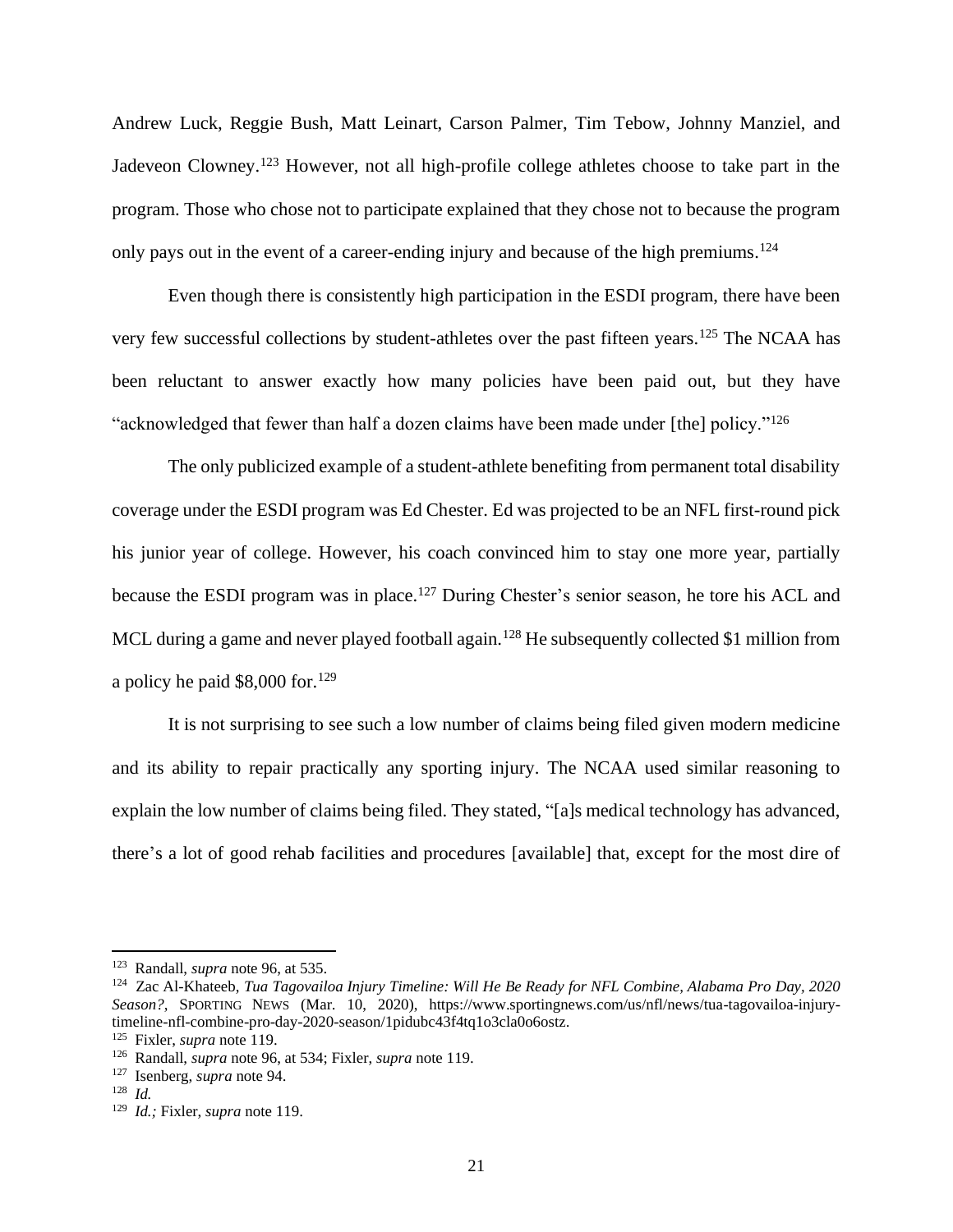Andrew Luck, Reggie Bush, Matt Leinart, Carson Palmer, Tim Tebow, Johnny Manziel, and Jadeveon Clowney.[123] However, not all high-profile college athletes choose to take part in the program. Those who chose not to participate explained that they chose not to because the program only pays out in the event of a career-ending injury and because of the high premiums.[124]

Even though there is consistently high participation in the ESDI program, there have been very few successful collections by student-athletes over the past fifteen years.[125] The NCAA has been reluctant to answer exactly how many policies have been paid out, but they have "acknowledged that fewer than half a dozen claims have been made under [the] policy."[126]

The only publicized example of a student-athlete benefiting from permanent total disability coverage under the ESDI program was Ed Chester. Ed was projected to be an NFL first-round pick his junior year of college. However, his coach convinced him to stay one more year, partially because the ESDI program was in place.[127] During Chester's senior season, he tore his ACL and MCL during a game and never played football again.[128] He subsequently collected $1 million from a policy he paid $8,000 for.[129]

It is not surprising to see such a low number of claims being filed given modern medicine and its ability to repair practically any sporting injury. The NCAA used similar reasoning to explain the low number of claims being filed. They stated, "[a]s medical technology has advanced, there's a lot of good rehab facilities and procedures [available] that, except for the most dire of

---

[123] Randall, *supra* note 96, at 535.

[124] Zac Al-Khateeb, *Tua Tagovailoa Injury Timeline: Will He Be Ready for NFL Combine, Alabama Pro Day, 2020 Season?*, SPORTING NEWS (Mar. 10, 2020), https://www.sportingnews.com/us/nfl/news/tua-tagovailoa-injury-timeline-nfl-combine-pro-day-2020-season/1pidubc43f4tq1o3cla0o6ostz.

[125] Fixler, *supra* note 119.

[126] Randall, *supra* note 96, at 534; Fixler, *supra* note 119.

[127] Isenberg, *supra* note 94.

[128] *Id.*

[129] *Id.;* Fixler, *supra* note 119.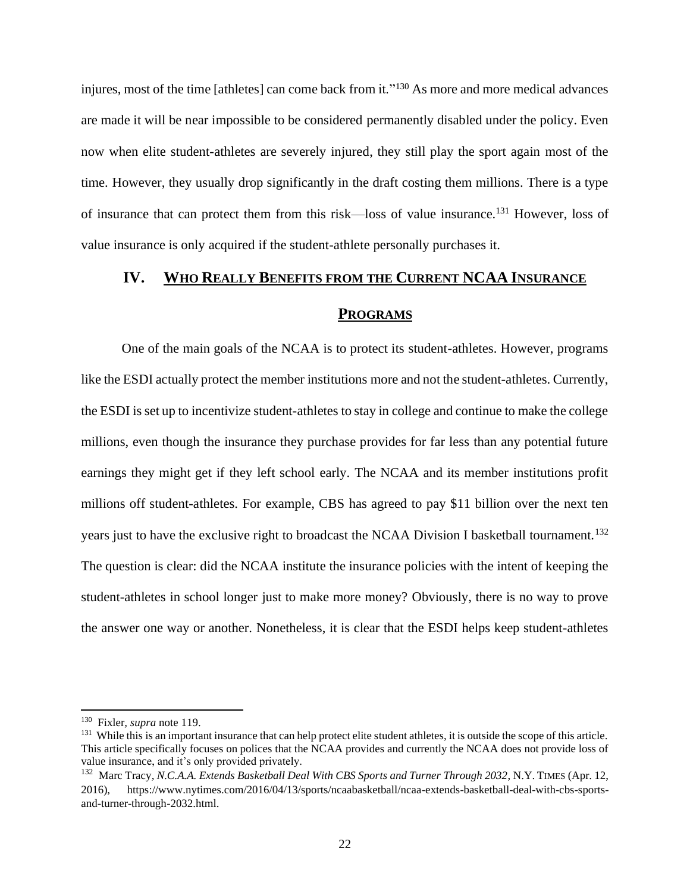injures, most of the time [athletes] can come back from it."[130] As more and more medical advances are made it will be near impossible to be considered permanently disabled under the policy. Even now when elite student-athletes are severely injured, they still play the sport again most of the time. However, they usually drop significantly in the draft costing them millions. There is a type of insurance that can protect them from this risk—loss of value insurance.[131] However, loss of value insurance is only acquired if the student-athlete personally purchases it.

## IV. WHO REALLY BENEFITS FROM THE CURRENT NCAA INSURANCE PROGRAMS

One of the main goals of the NCAA is to protect its student-athletes. However, programs like the ESDI actually protect the member institutions more and not the student-athletes. Currently, the ESDI is set up to incentivize student-athletes to stay in college and continue to make the college millions, even though the insurance they purchase provides for far less than any potential future earnings they might get if they left school early. The NCAA and its member institutions profit millions off student-athletes. For example, CBS has agreed to pay $11 billion over the next ten years just to have the exclusive right to broadcast the NCAA Division I basketball tournament.[132] The question is clear: did the NCAA institute the insurance policies with the intent of keeping the student-athletes in school longer just to make more money? Obviously, there is no way to prove the answer one way or another. Nonetheless, it is clear that the ESDI helps keep student-athletes

---

[130] Fixler, *supra* note 119.

[131] While this is an important insurance that can help protect elite student athletes, it is outside the scope of this article. This article specifically focuses on polices that the NCAA provides and currently the NCAA does not provide loss of value insurance, and it's only provided privately.

[132] Marc Tracy, *N.C.A.A. Extends Basketball Deal With CBS Sports and Turner Through 2032*, N.Y. TIMES (Apr. 12, 2016), https://www.nytimes.com/2016/04/13/sports/ncaabasketball/ncaa-extends-basketball-deal-with-cbs-sports-and-turner-through-2032.html.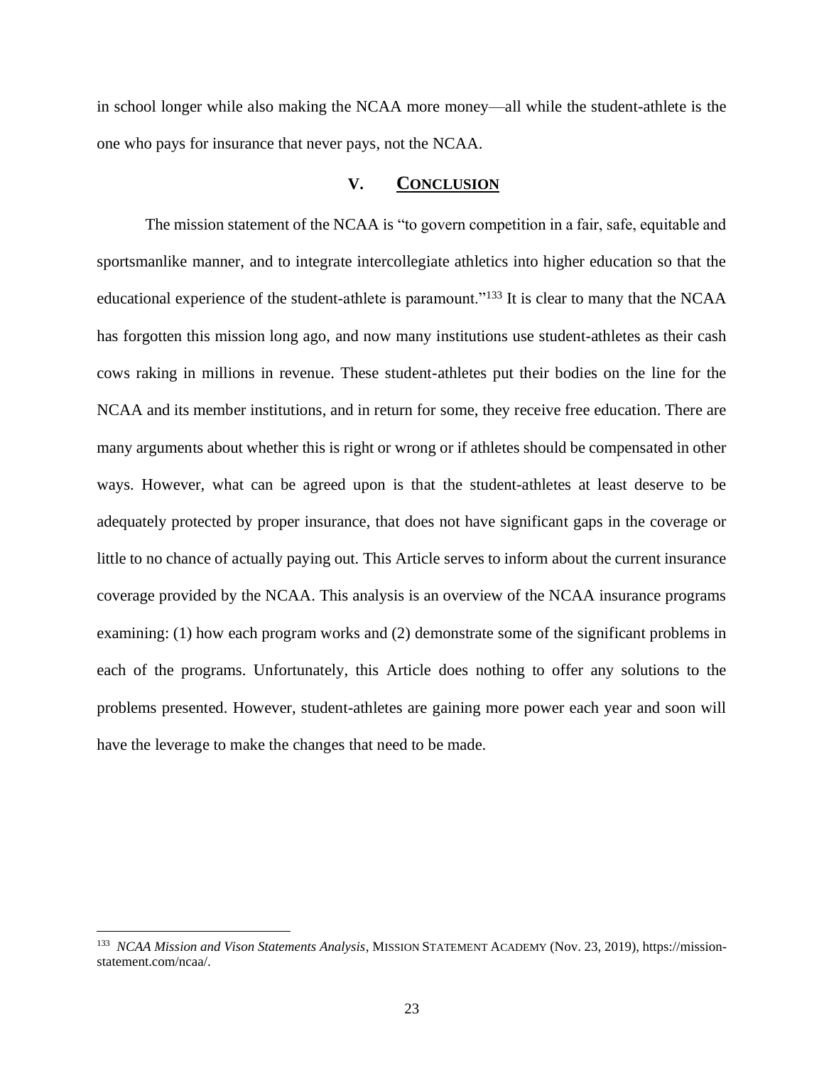in school longer while also making the NCAA more money—all while the student-athlete is the one who pays for insurance that never pays, not the NCAA.

## V. CONCLUSION

The mission statement of the NCAA is "to govern competition in a fair, safe, equitable and sportsmanlike manner, and to integrate intercollegiate athletics into higher education so that the educational experience of the student-athlete is paramount."[133] It is clear to many that the NCAA has forgotten this mission long ago, and now many institutions use student-athletes as their cash cows raking in millions in revenue. These student-athletes put their bodies on the line for the NCAA and its member institutions, and in return for some, they receive free education. There are many arguments about whether this is right or wrong or if athletes should be compensated in other ways. However, what can be agreed upon is that the student-athletes at least deserve to be adequately protected by proper insurance, that does not have significant gaps in the coverage or little to no chance of actually paying out. This Article serves to inform about the current insurance coverage provided by the NCAA. This analysis is an overview of the NCAA insurance programs examining: (1) how each program works and (2) demonstrate some of the significant problems in each of the programs. Unfortunately, this Article does nothing to offer any solutions to the problems presented. However, student-athletes are gaining more power each year and soon will have the leverage to make the changes that need to be made.

---

[133] *NCAA Mission and Vison Statements Analysis*, MISSION STATEMENT ACADEMY (Nov. 23, 2019), https://mission-statement.com/ncaa/.